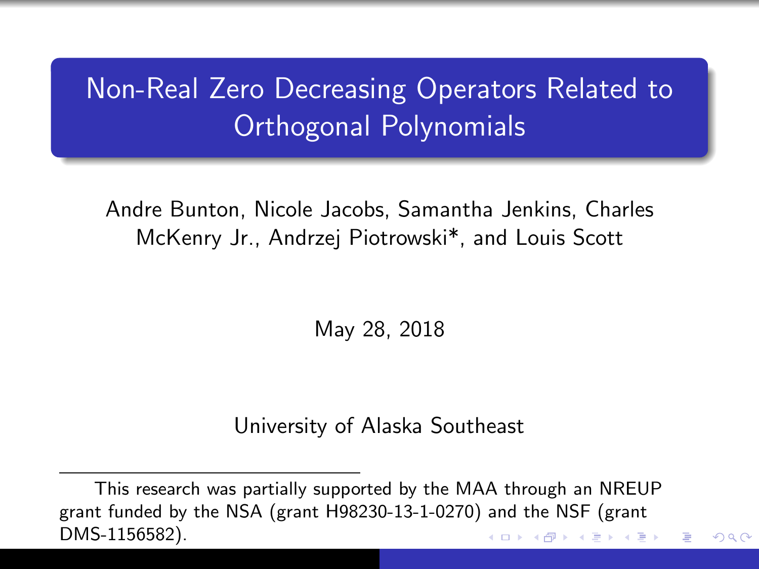# Non-Real Zero Decreasing Operators Related to Orthogonal Polynomials

Andre Bunton, Nicole Jacobs, Samantha Jenkins, Charles McKenry Jr., Andrzej Piotrowski*, and Louis Scott

May 28, 2018

University of Alaska Southeast

---

This research was partially supported by the MAA through an NREUP grant funded by the NSA (grant H98230-13-1-0270) and the NSF (grant DMS-1156582).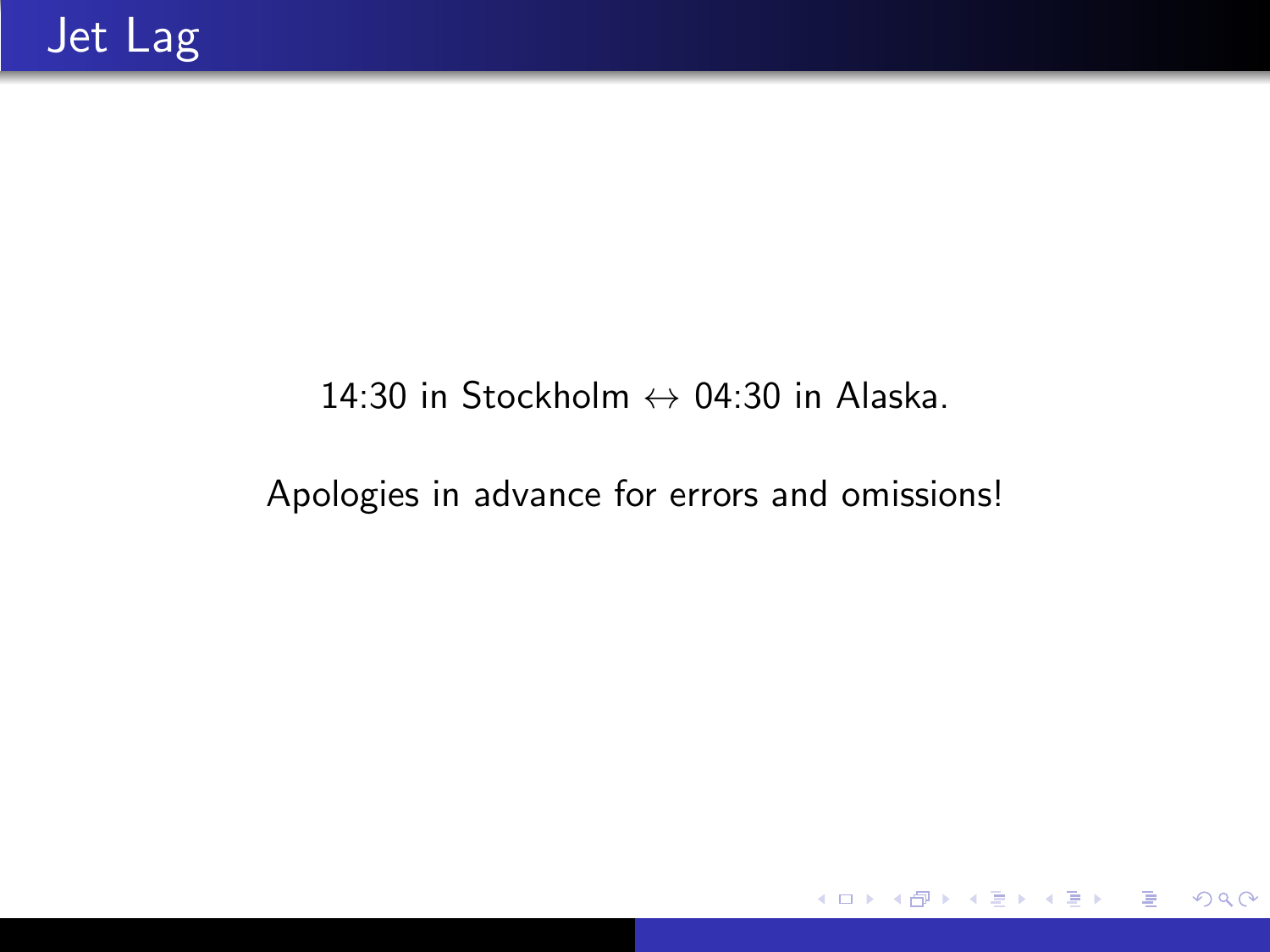# Jet Lag

14:30 in Stockholm $\leftrightarrow$ 04:30 in Alaska.

Apologies in advance for errors and omissions!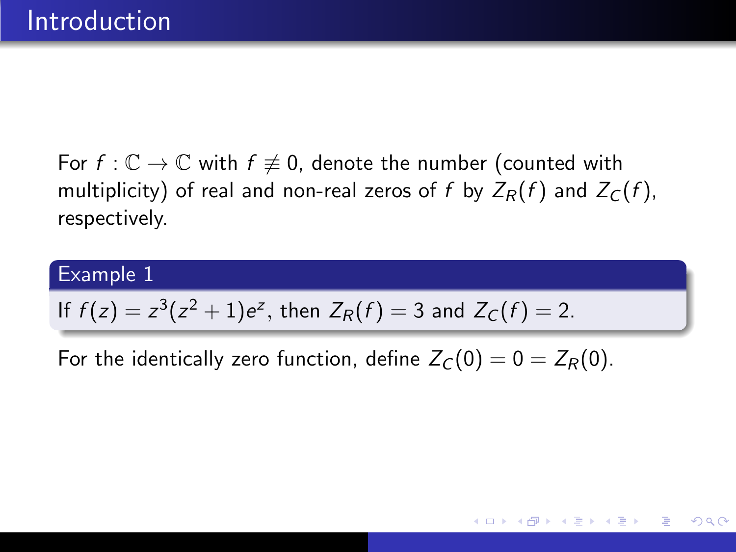# Introduction

For $f : \mathbb{C} \to \mathbb{C}$ with $f \not\equiv 0$, denote the number (counted with multiplicity) of real and non-real zeros of $f$ by $Z_R(f)$ and $Z_C(f)$, respectively.

**Example 1**

If $f(z) = z^3(z^2+1)e^z$, then $Z_R(f) = 3$ and $Z_C(f) = 2$.

For the identically zero function, define $Z_C(0) = 0 = Z_R(0)$.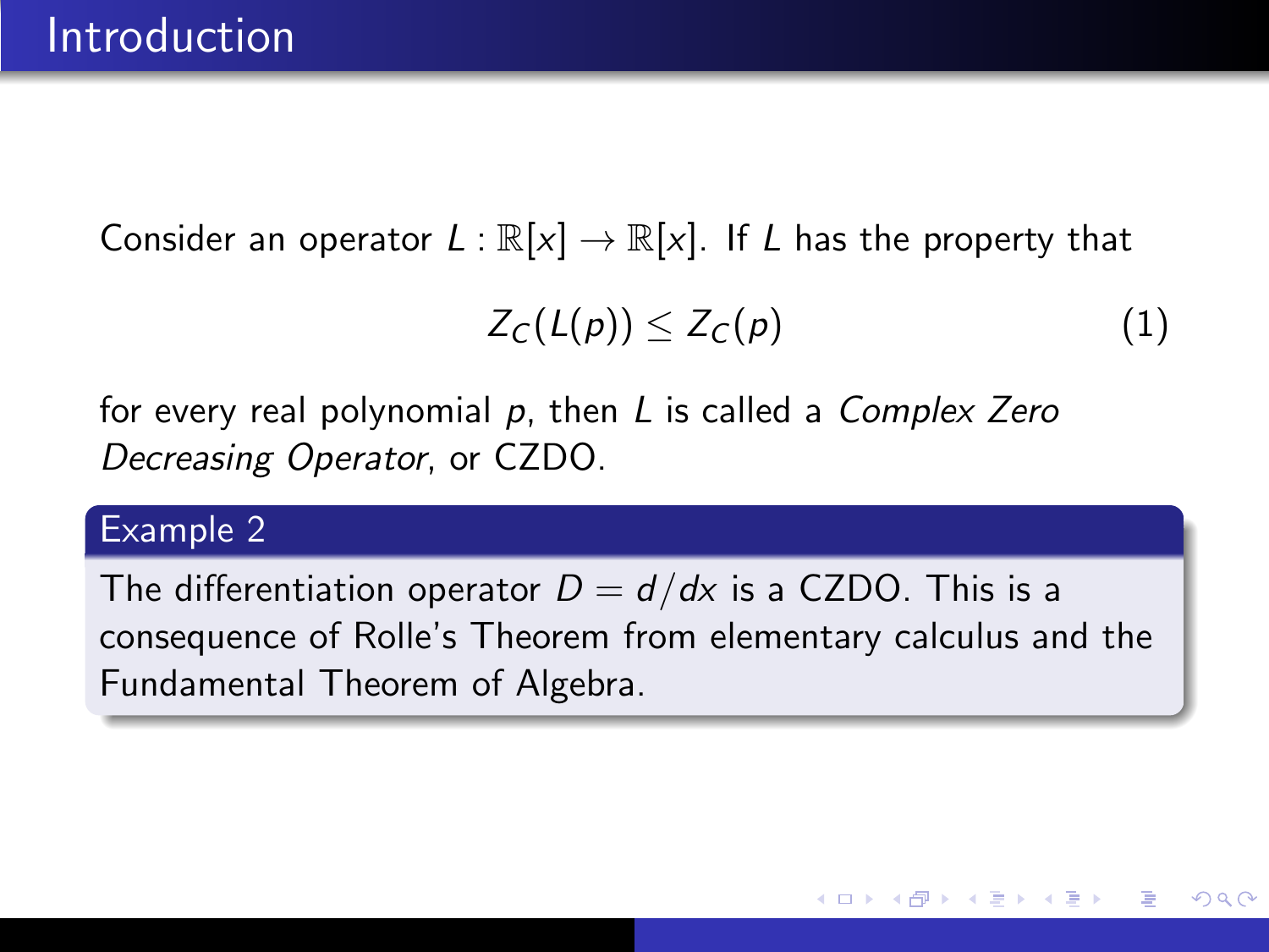# Introduction

Consider an operator $L : \mathbb{R}[x] \to \mathbb{R}[x]$. If $L$ has the property that

$$Z_C(L(p)) \leq Z_C(p) \tag{1}$$

for every real polynomial $p$, then $L$ is called a *Complex Zero Decreasing Operator*, or CZDO.

**Example 2**

The differentiation operator $D = d/dx$ is a CZDO. This is a consequence of Rolle's Theorem from elementary calculus and the Fundamental Theorem of Algebra.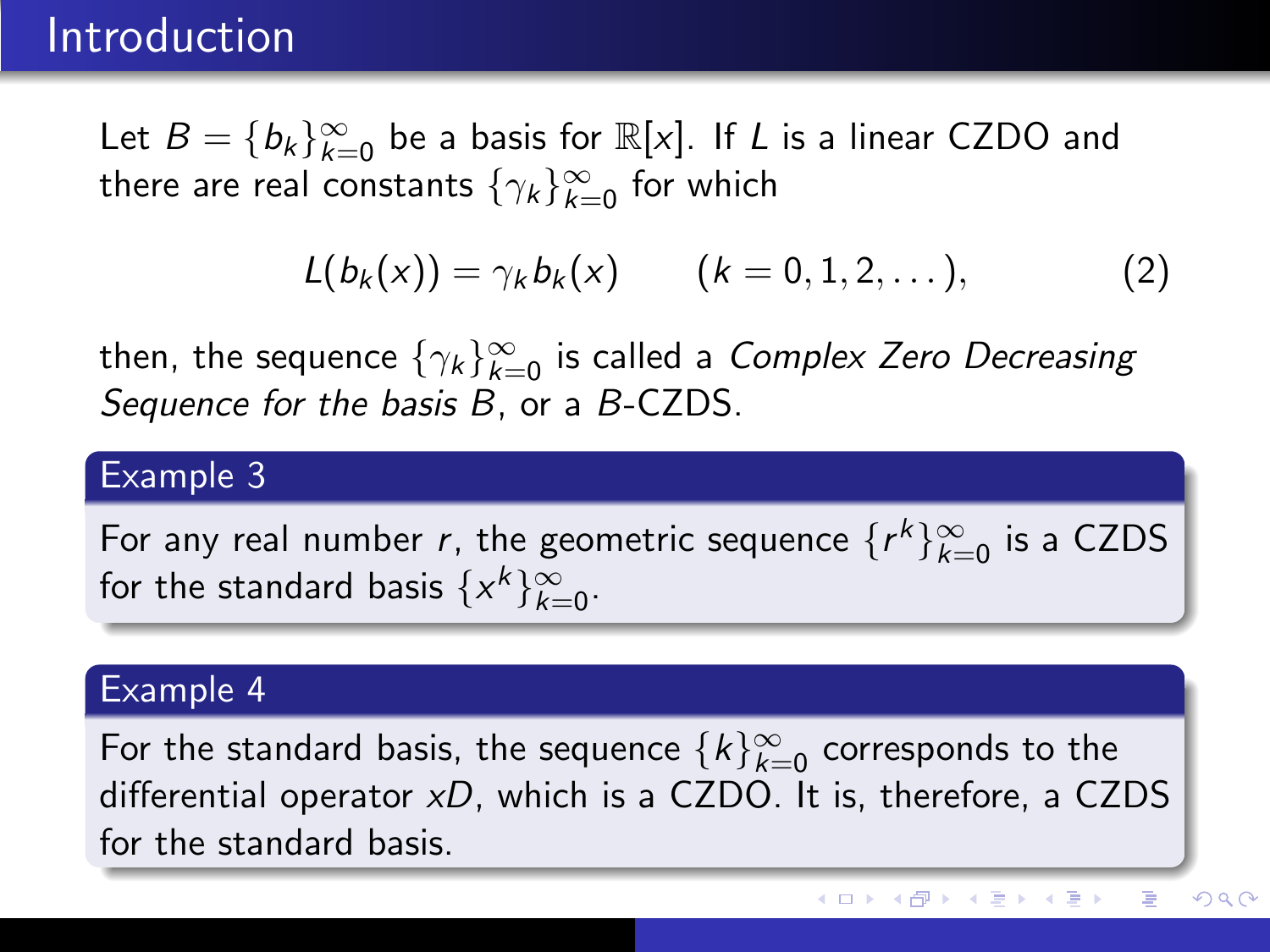## Introduction

Let $B = \{b_k\}_{k=0}^{\infty}$ be a basis for $\mathbb{R}[x]$. If $L$ is a linear CZDO and there are real constants $\{\gamma_k\}_{k=0}^{\infty}$ for which

$$L(b_k(x)) = \gamma_k b_k(x) \qquad (k = 0, 1, 2, \dots), \tag{2}$$

then, the sequence $\{\gamma_k\}_{k=0}^{\infty}$ is called a *Complex Zero Decreasing Sequence for the basis* $B$, or a $B$-CZDS.

### Example 3

For any real number $r$, the geometric sequence $\{r^k\}_{k=0}^{\infty}$ is a CZDS for the standard basis $\{x^k\}_{k=0}^{\infty}$.

### Example 4

For the standard basis, the sequence $\{k\}_{k=0}^{\infty}$ corresponds to the differential operator $xD$, which is a CZDO. It is, therefore, a CZDS for the standard basis.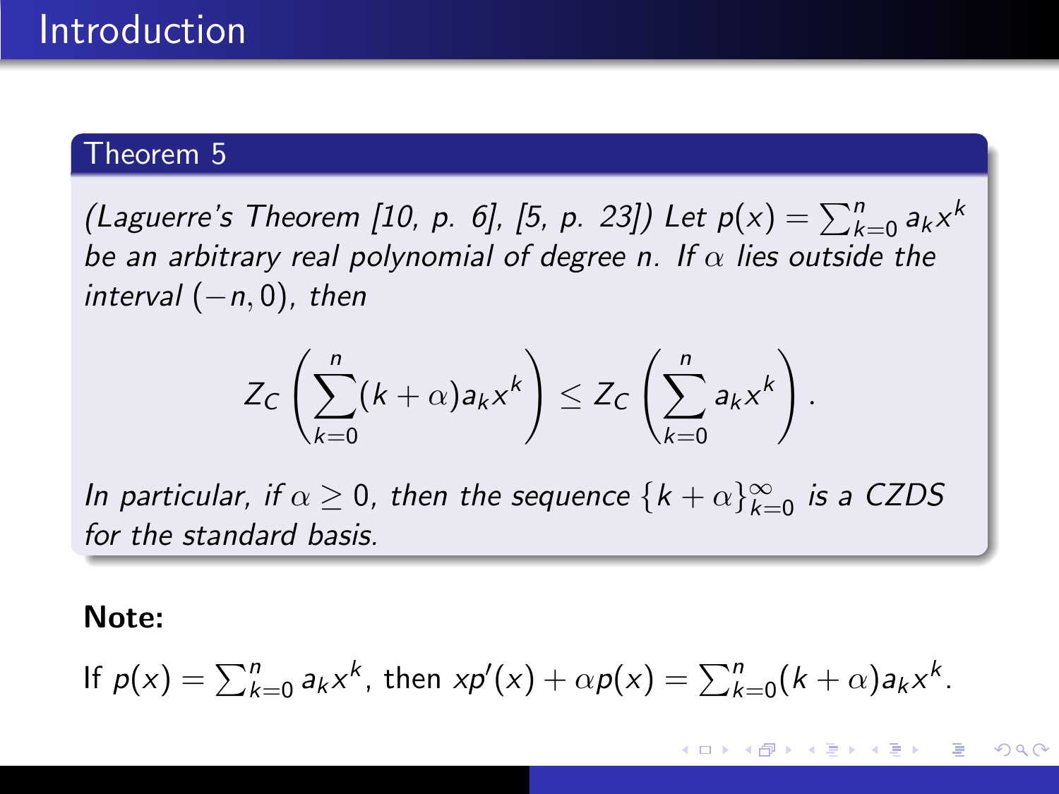## Introduction

### Theorem 5

*(Laguerre's Theorem [10, p. 6], [5, p. 23]) Let* $p(x) = \sum_{k=0}^{n} a_k x^k$ *be an arbitrary real polynomial of degree* $n$*. If* $\alpha$ *lies outside the interval* $(-n, 0)$*, then*

$$Z_C\left(\sum_{k=0}^{n}(k+\alpha)a_k x^k\right) \leq Z_C\left(\sum_{k=0}^{n} a_k x^k\right).$$

*In particular, if* $\alpha \geq 0$*, then the sequence* $\{k+\alpha\}_{k=0}^{\infty}$ *is a CZDS for the standard basis.*

**Note:**

If $p(x) = \sum_{k=0}^{n} a_k x^k$, then $xp'(x) + \alpha p(x) = \sum_{k=0}^{n}(k+\alpha)a_k x^k$.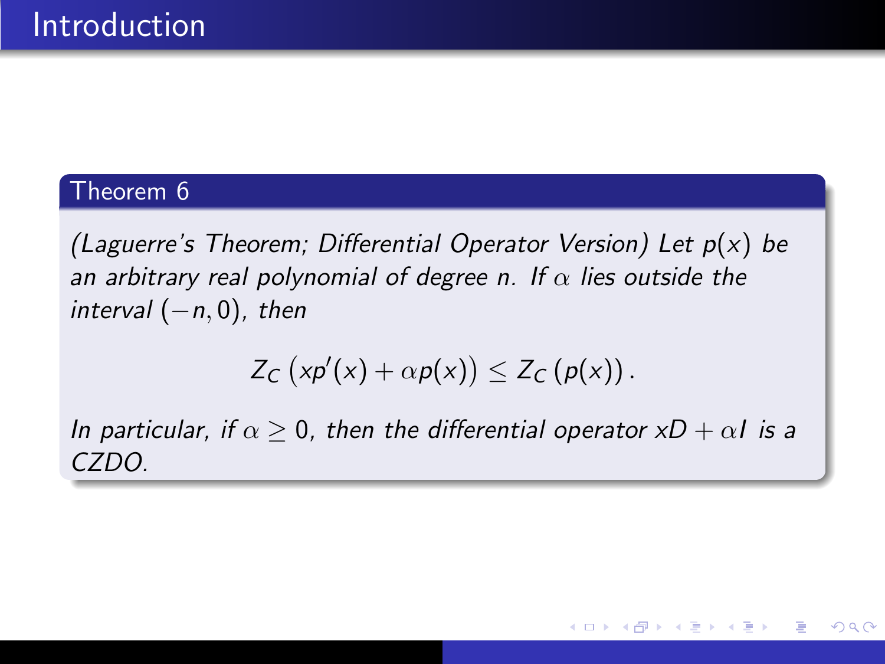# Introduction

**Theorem 6**

*(Laguerre's Theorem; Differential Operator Version) Let $p(x)$ be an arbitrary real polynomial of degree $n$. If $\alpha$ lies outside the interval $(-n, 0)$, then*

$$Z_C\left(xp'(x) + \alpha p(x)\right) \leq Z_C\left(p(x)\right).$$

*In particular, if $\alpha \geq 0$, then the differential operator $xD + \alpha I$ is a CZDO.*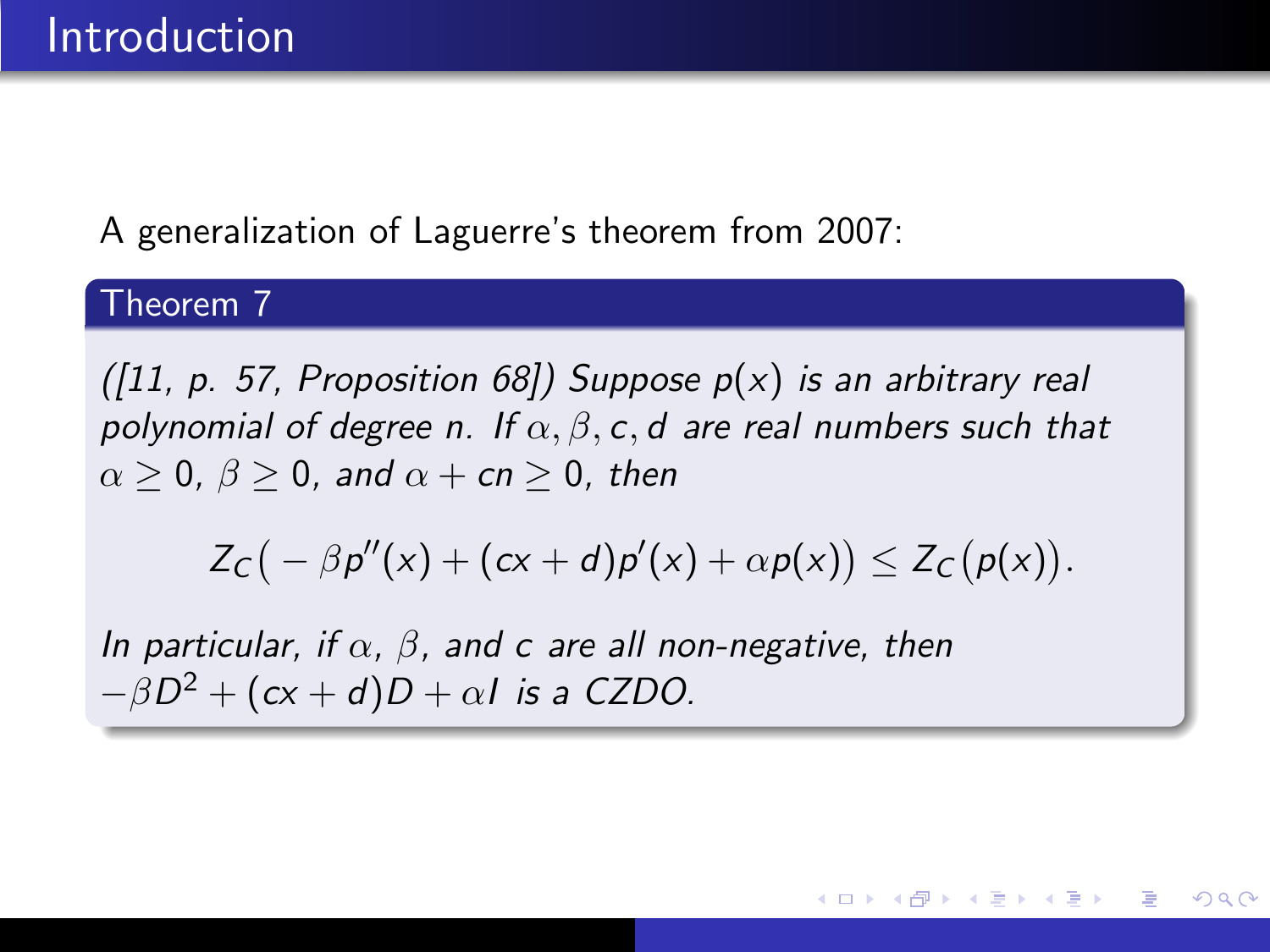# Introduction

A generalization of Laguerre's theorem from 2007:

**Theorem 7**

*([11, p. 57, Proposition 68]) Suppose $p(x)$ is an arbitrary real polynomial of degree $n$. If $\alpha, \beta, c, d$ are real numbers such that $\alpha \geq 0$, $\beta \geq 0$, and $\alpha + cn \geq 0$, then*

$$Z_C\big( -\beta p''(x) + (cx+d)p'(x) + \alpha p(x)\big) \leq Z_C\big(p(x)\big).$$

*In particular, if $\alpha$, $\beta$, and $c$ are all non-negative, then $-\beta D^2 + (cx+d)D + \alpha I$ is a CZDO.*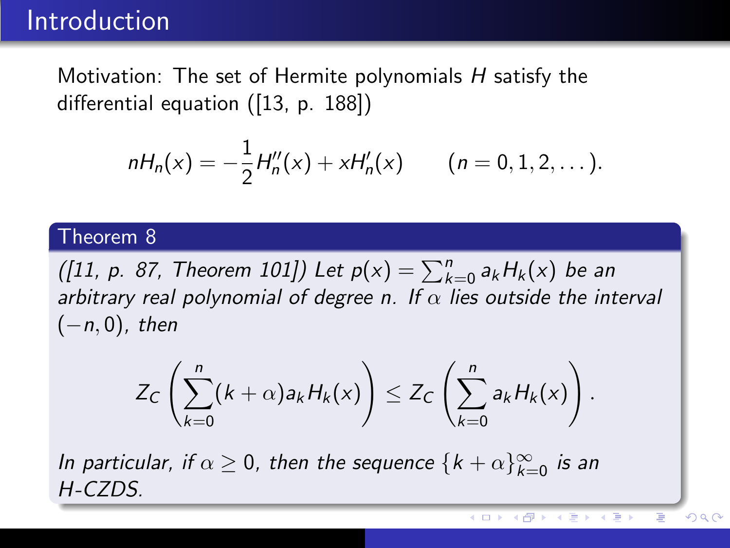## Introduction

Motivation: The set of Hermite polynomials $H$ satisfy the differential equation ([13, p. 188])

$$nH_n(x) = -\frac{1}{2}H_n''(x) + xH_n'(x) \qquad (n = 0, 1, 2, \dots).$$

**Theorem 8**

*([11, p. 87, Theorem 101]) Let $p(x) = \sum_{k=0}^{n} a_k H_k(x)$ be an arbitrary real polynomial of degree $n$. If $\alpha$ lies outside the interval $(-n, 0)$, then*

$$Z_C\left(\sum_{k=0}^{n}(k+\alpha)a_k H_k(x)\right) \leq Z_C\left(\sum_{k=0}^{n} a_k H_k(x)\right).$$

*In particular, if $\alpha \geq 0$, then the sequence $\{k+\alpha\}_{k=0}^{\infty}$ is an H-CZDS.*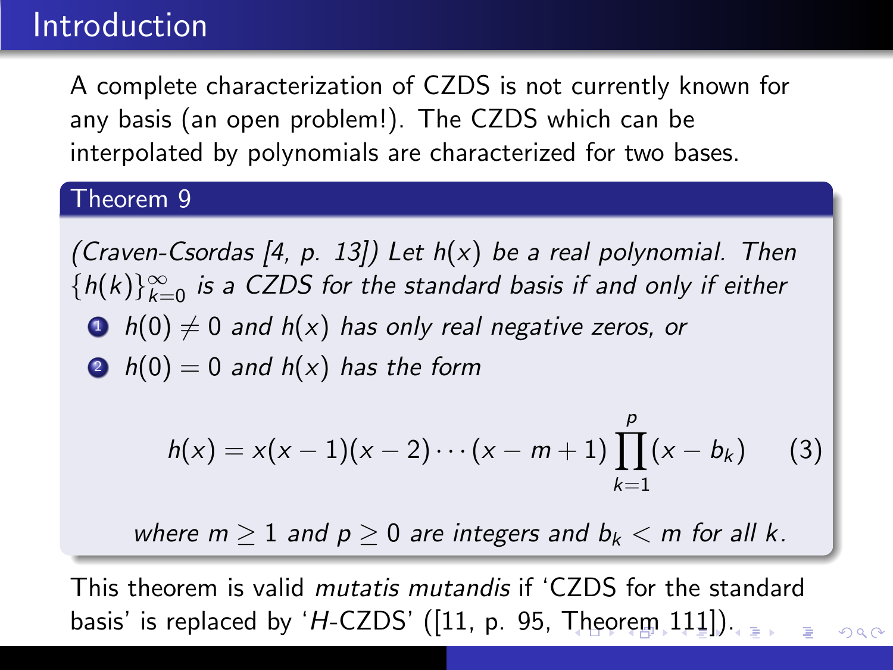# Introduction

A complete characterization of CZDS is not currently known for any basis (an open problem!). The CZDS which can be interpolated by polynomials are characterized for two bases.

**Theorem 9**

*(Craven-Csordas [4, p. 13]) Let $h(x)$ be a real polynomial. Then $\{h(k)\}_{k=0}^{\infty}$ is a CZDS for the standard basis if and only if either*

1. *$h(0) \neq 0$ and $h(x)$ has only real negative zeros, or*
2. *$h(0) = 0$ and $h(x)$ has the form*

$$h(x) = x(x-1)(x-2)\cdots(x-m+1)\prod_{k=1}^{p}(x-b_k) \qquad (3)$$

*where $m \geq 1$ and $p \geq 0$ are integers and $b_k < m$ for all $k$.*

This theorem is valid *mutatis mutandis* if 'CZDS for the standard basis' is replaced by '*H*-CZDS' ([11, p. 95, Theorem 111]).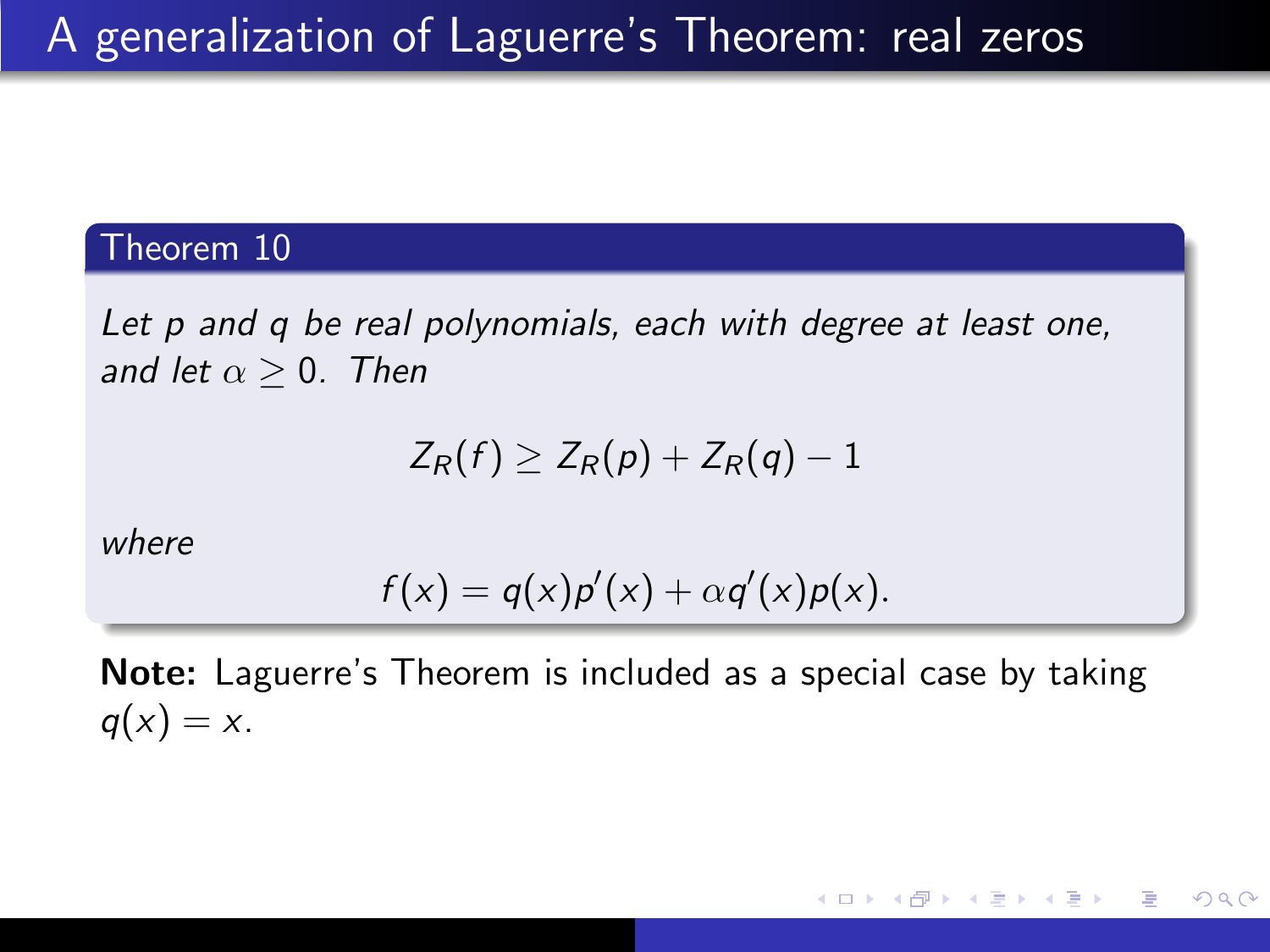# A generalization of Laguerre's Theorem: real zeros

**Theorem 10**

*Let $p$ and $q$ be real polynomials, each with degree at least one, and let $\alpha \geq 0$. Then*

$$Z_R(f) \geq Z_R(p) + Z_R(q) - 1$$

*where*

$$f(x) = q(x)p'(x) + \alpha q'(x)p(x).$$

**Note:** Laguerre's Theorem is included as a special case by taking $q(x) = x$.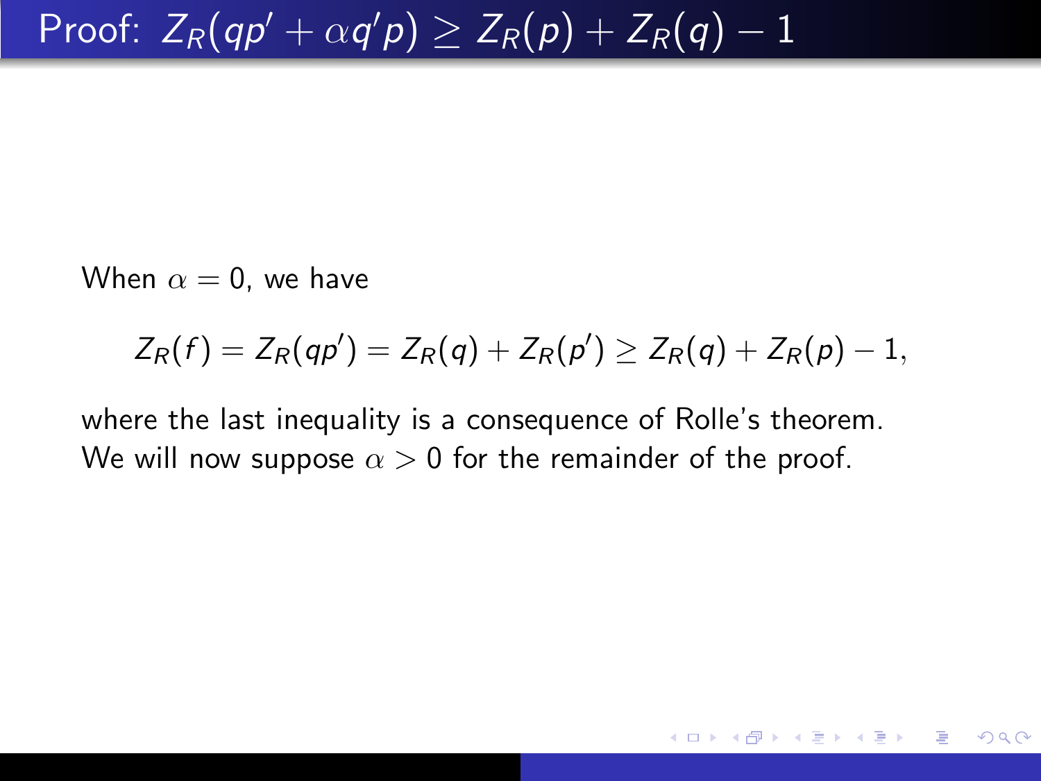# Proof: $Z_R(qp' + \alpha q'p) \geq Z_R(p) + Z_R(q) - 1$

When $\alpha = 0$, we have

$$Z_R(f) = Z_R(qp') = Z_R(q) + Z_R(p') \geq Z_R(q) + Z_R(p) - 1,$$

where the last inequality is a consequence of Rolle's theorem. We will now suppose $\alpha > 0$ for the remainder of the proof.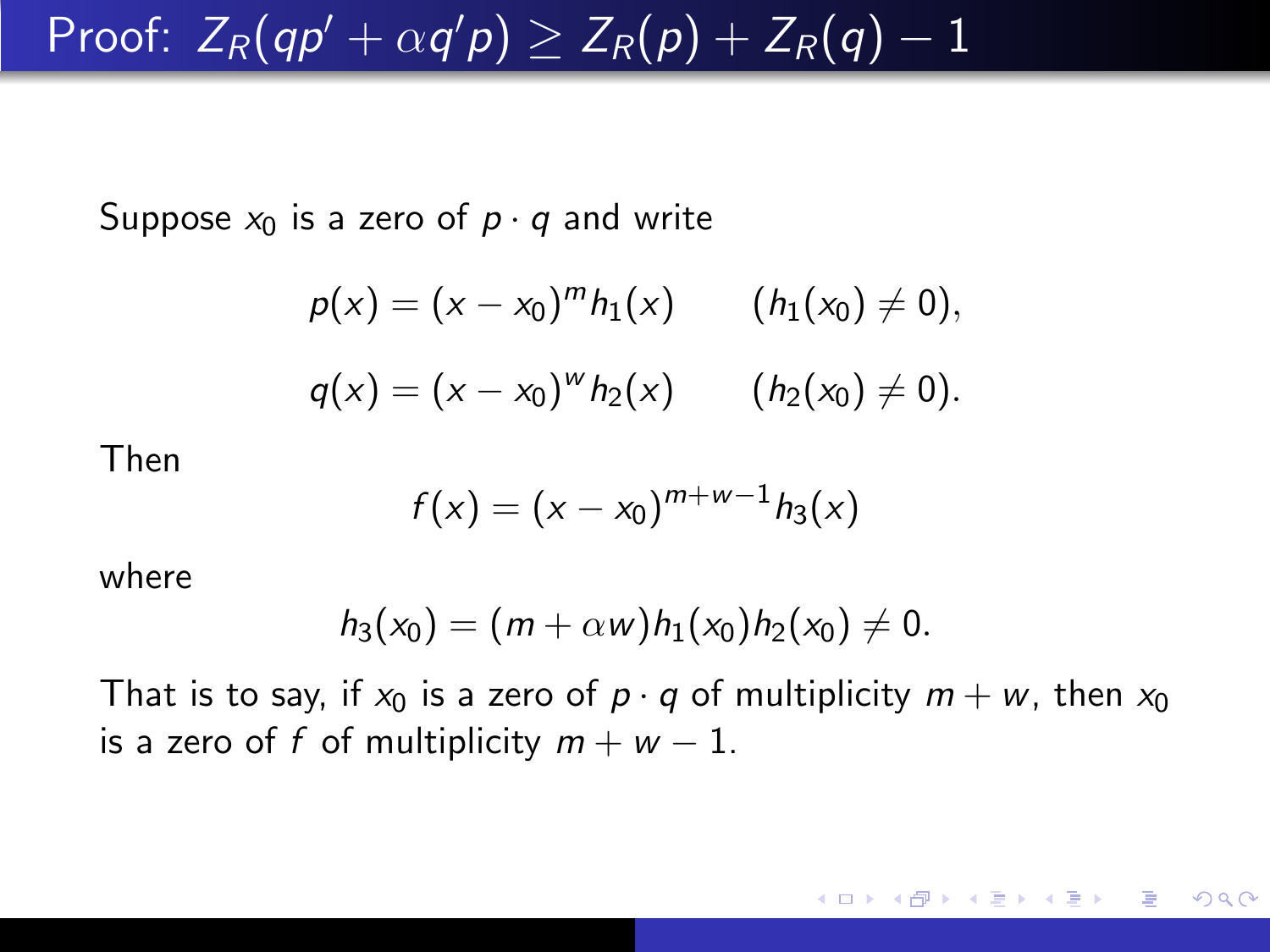# Proof: $Z_R(qp' + \alpha q'p) \geq Z_R(p) + Z_R(q) - 1$

Suppose $x_0$ is a zero of $p \cdot q$ and write

$$p(x) = (x - x_0)^m h_1(x) \qquad (h_1(x_0) \neq 0),$$

$$q(x) = (x - x_0)^w h_2(x) \qquad (h_2(x_0) \neq 0).$$

Then

$$f(x) = (x - x_0)^{m+w-1} h_3(x)$$

where

$$h_3(x_0) = (m + \alpha w) h_1(x_0) h_2(x_0) \neq 0.$$

That is to say, if $x_0$ is a zero of $p \cdot q$ of multiplicity $m + w$, then $x_0$ is a zero of $f$ of multiplicity $m + w - 1$.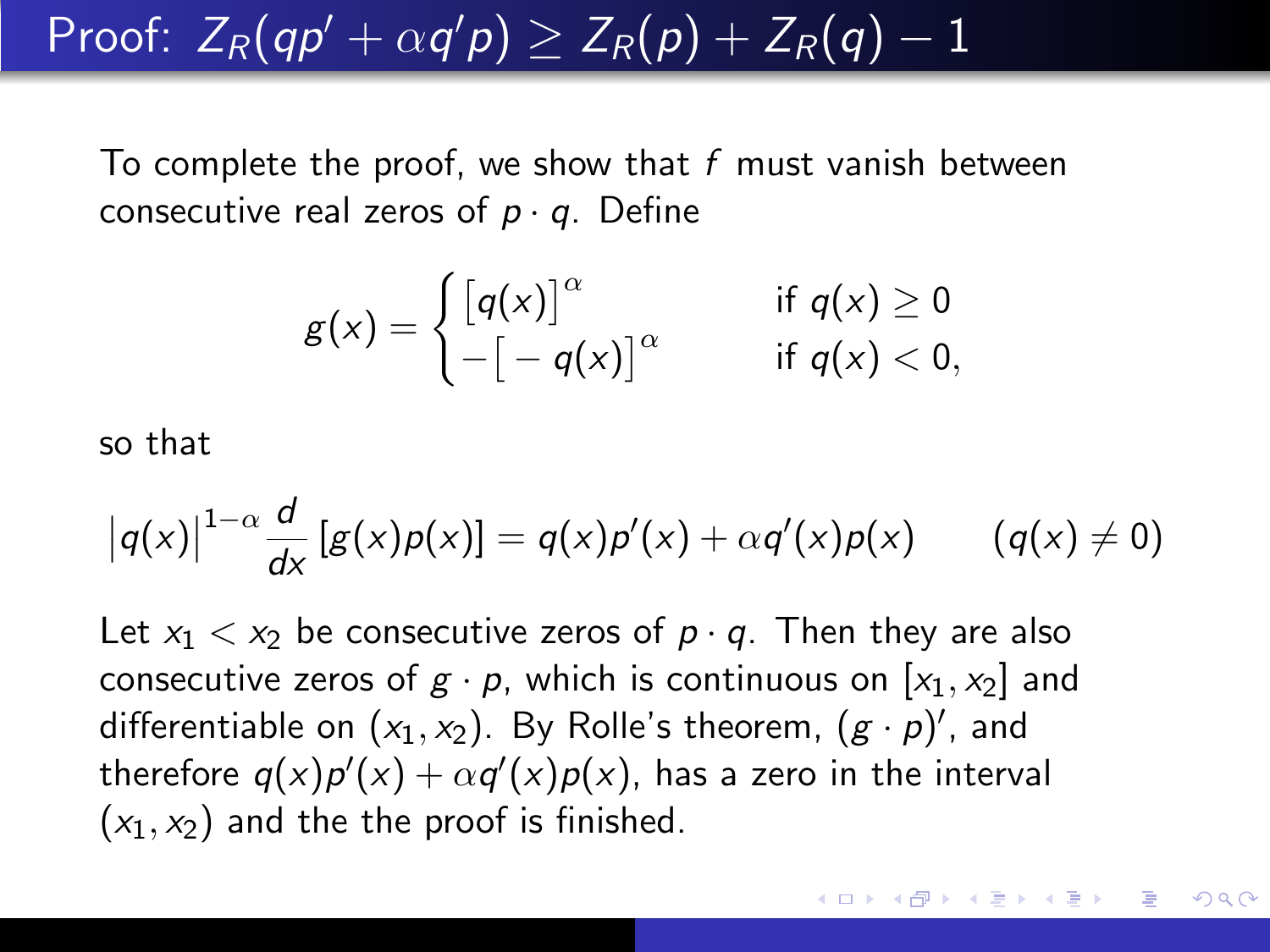# Proof: $Z_R(qp' + \alpha q'p) \geq Z_R(p) + Z_R(q) - 1$

To complete the proof, we show that $f$ must vanish between consecutive real zeros of $p \cdot q$. Define

$$g(x) = \begin{cases} \big[q(x)\big]^{\alpha} & \text{if } q(x) \geq 0 \\ -\big[-q(x)\big]^{\alpha} & \text{if } q(x) < 0, \end{cases}$$

so that

$$\big|q(x)\big|^{1-\alpha} \frac{d}{dx}\left[g(x)p(x)\right] = q(x)p'(x) + \alpha q'(x)p(x) \qquad (q(x) \neq 0)$$

Let $x_1 < x_2$ be consecutive zeros of $p \cdot q$. Then they are also consecutive zeros of $g \cdot p$, which is continuous on $[x_1, x_2]$ and differentiable on $(x_1, x_2)$. By Rolle's theorem, $(g \cdot p)'$, and therefore $q(x)p'(x) + \alpha q'(x)p(x)$, has a zero in the interval $(x_1, x_2)$ and the the proof is finished.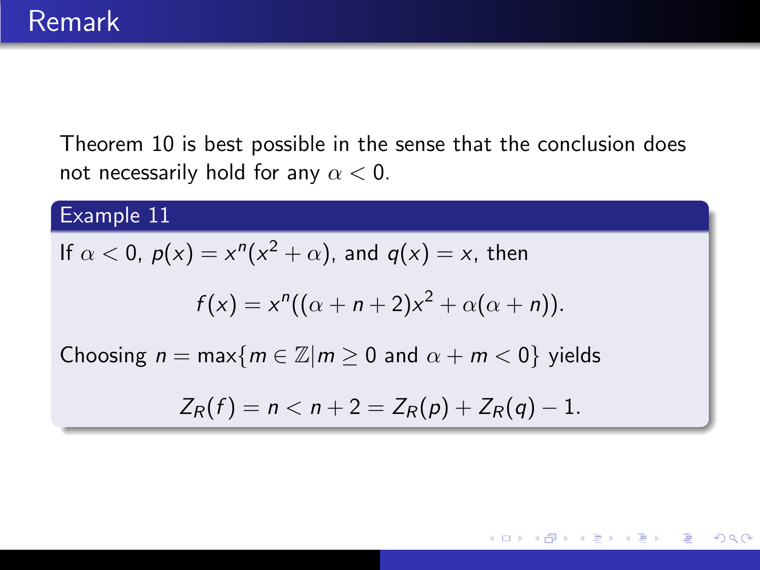# Remark

Theorem 10 is best possible in the sense that the conclusion does not necessarily hold for any $\alpha < 0$.

**Example 11**

If $\alpha < 0$, $p(x) = x^n(x^2 + \alpha)$, and $q(x) = x$, then

$$f(x) = x^n((\alpha + n + 2)x^2 + \alpha(\alpha + n)).$$

Choosing $n = \max\{m \in \mathbb{Z} | m \geq 0 \text{ and } \alpha + m < 0\}$ yields

$$Z_R(f) = n < n + 2 = Z_R(p) + Z_R(q) - 1.$$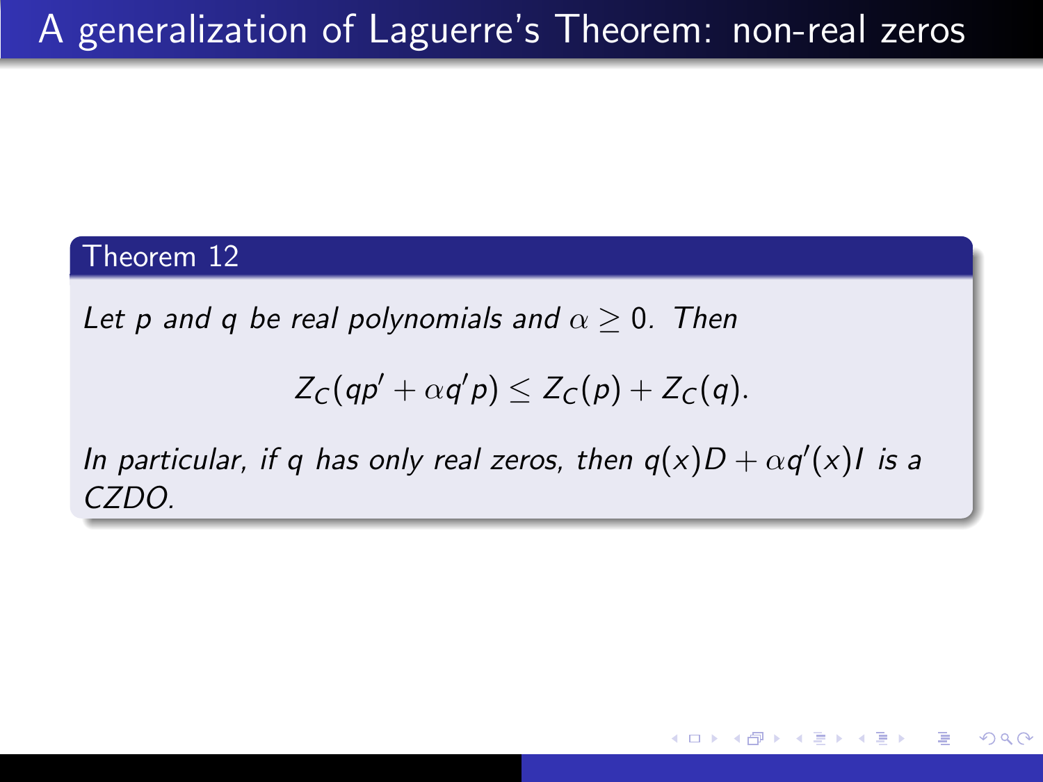# A generalization of Laguerre's Theorem: non-real zeros

**Theorem 12**

*Let $p$ and $q$ be real polynomials and $\alpha \geq 0$. Then*

$$Z_C(qp' + \alpha q'p) \leq Z_C(p) + Z_C(q).$$

*In particular, if $q$ has only real zeros, then $q(x)D + \alpha q'(x)I$ is a CZDO.*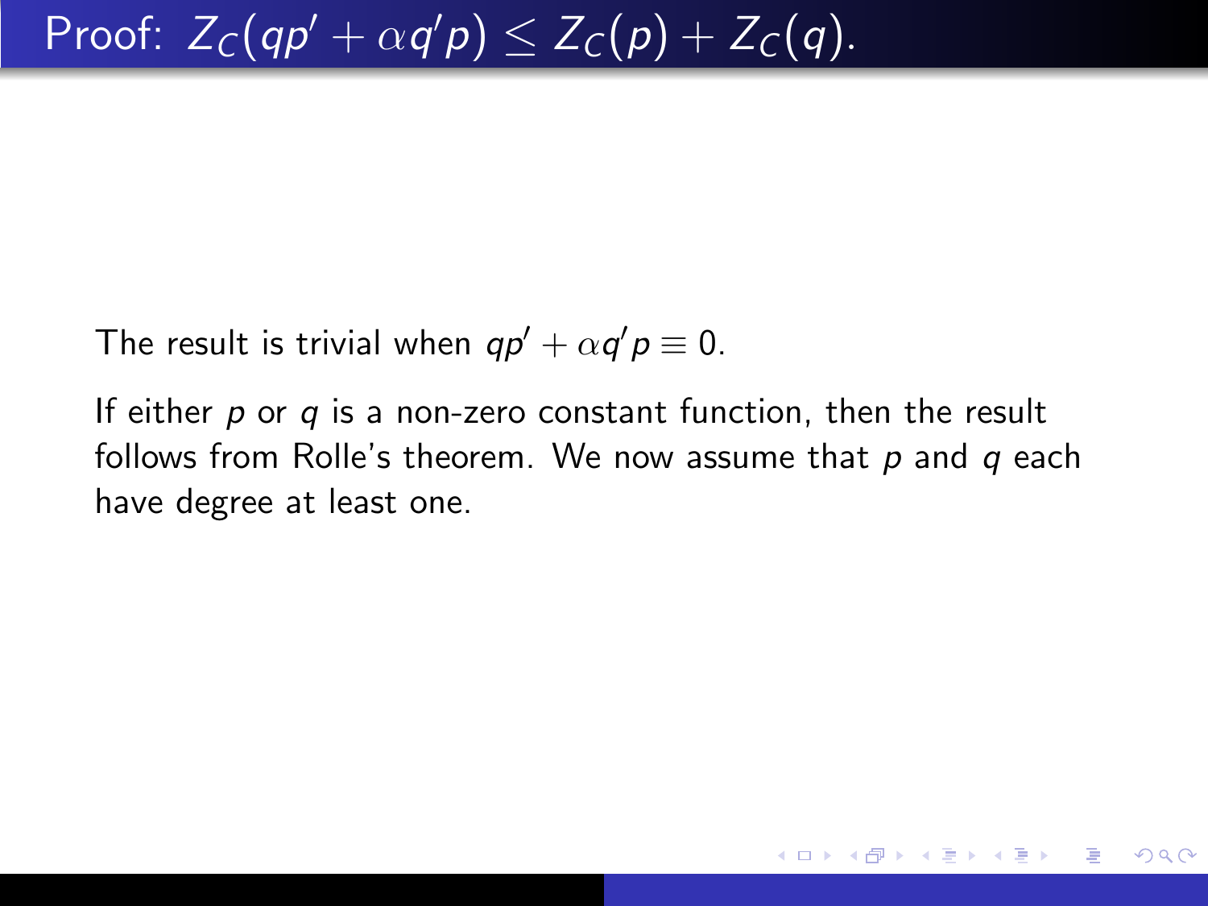# Proof: $Z_C(qp' + \alpha q'p) \leq Z_C(p) + Z_C(q)$.

The result is trivial when $qp' + \alpha q'p \equiv 0$.

If either $p$ or $q$ is a non-zero constant function, then the result follows from Rolle's theorem. We now assume that $p$ and $q$ each have degree at least one.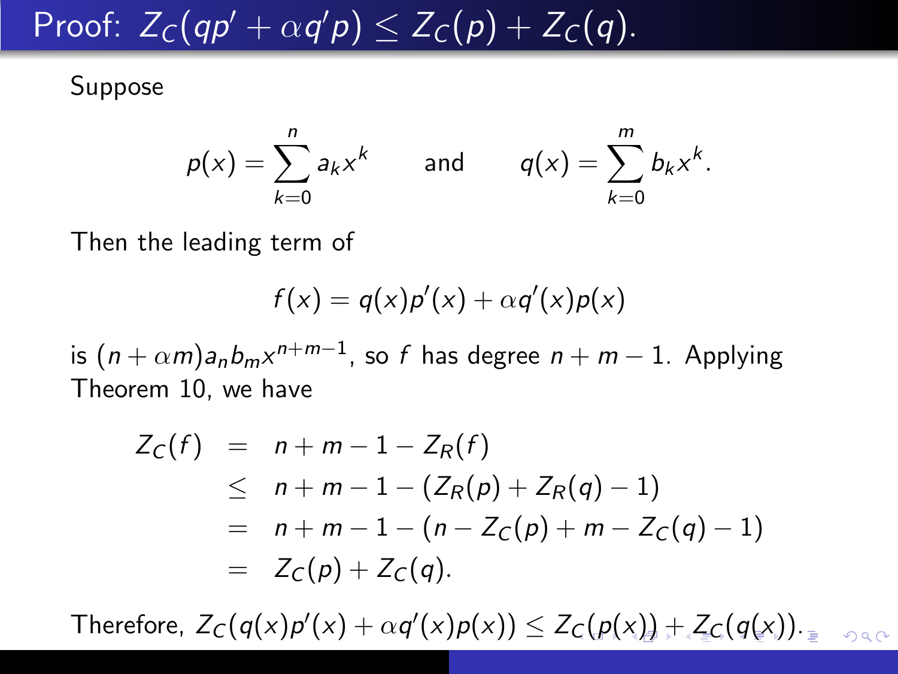# Proof: $Z_C(qp' + \alpha q'p) \leq Z_C(p) + Z_C(q)$.

Suppose

$$p(x) = \sum_{k=0}^{n} a_k x^k \qquad \text{and} \qquad q(x) = \sum_{k=0}^{m} b_k x^k.$$

Then the leading term of

$$f(x) = q(x)p'(x) + \alpha q'(x)p(x)$$

is $(n + \alpha m)a_n b_m x^{n+m-1}$, so $f$ has degree $n + m - 1$. Applying Theorem 10, we have

$$\begin{aligned}
Z_C(f) &= n + m - 1 - Z_R(f) \\
&\leq n + m - 1 - (Z_R(p) + Z_R(q) - 1) \\
&= n + m - 1 - (n - Z_C(p) + m - Z_C(q) - 1) \\
&= Z_C(p) + Z_C(q).
\end{aligned}$$

Therefore, $Z_C(q(x)p'(x) + \alpha q'(x)p(x)) \leq Z_C(p(x)) + Z_C(q(x))$.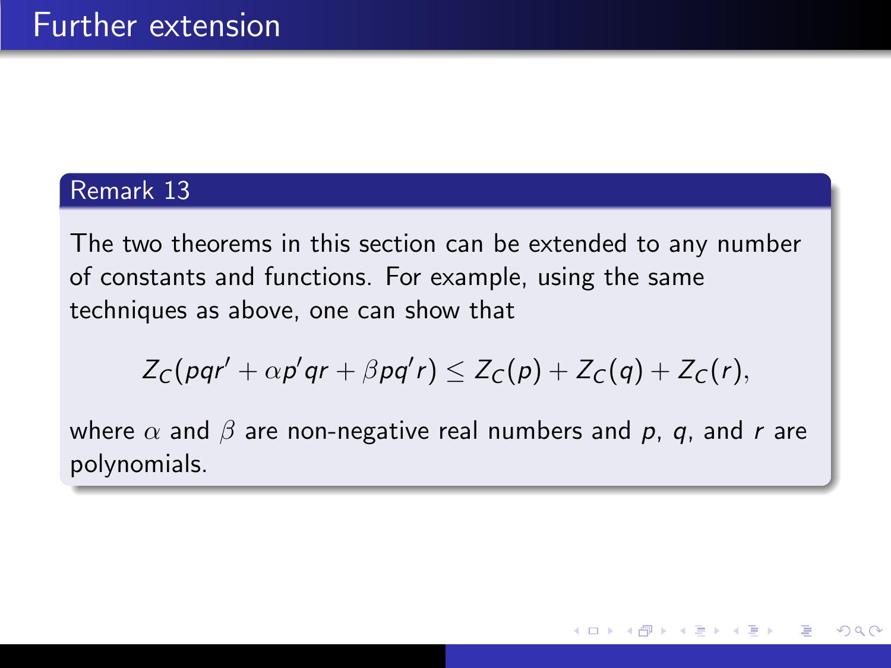# Further extension

**Remark 13**

The two theorems in this section can be extended to any number of constants and functions. For example, using the same techniques as above, one can show that

$$Z_C(pqr' + \alpha p'qr + \beta pq'r) \leq Z_C(p) + Z_C(q) + Z_C(r),$$

where $\alpha$ and $\beta$ are non-negative real numbers and $p$, $q$, and $r$ are polynomials.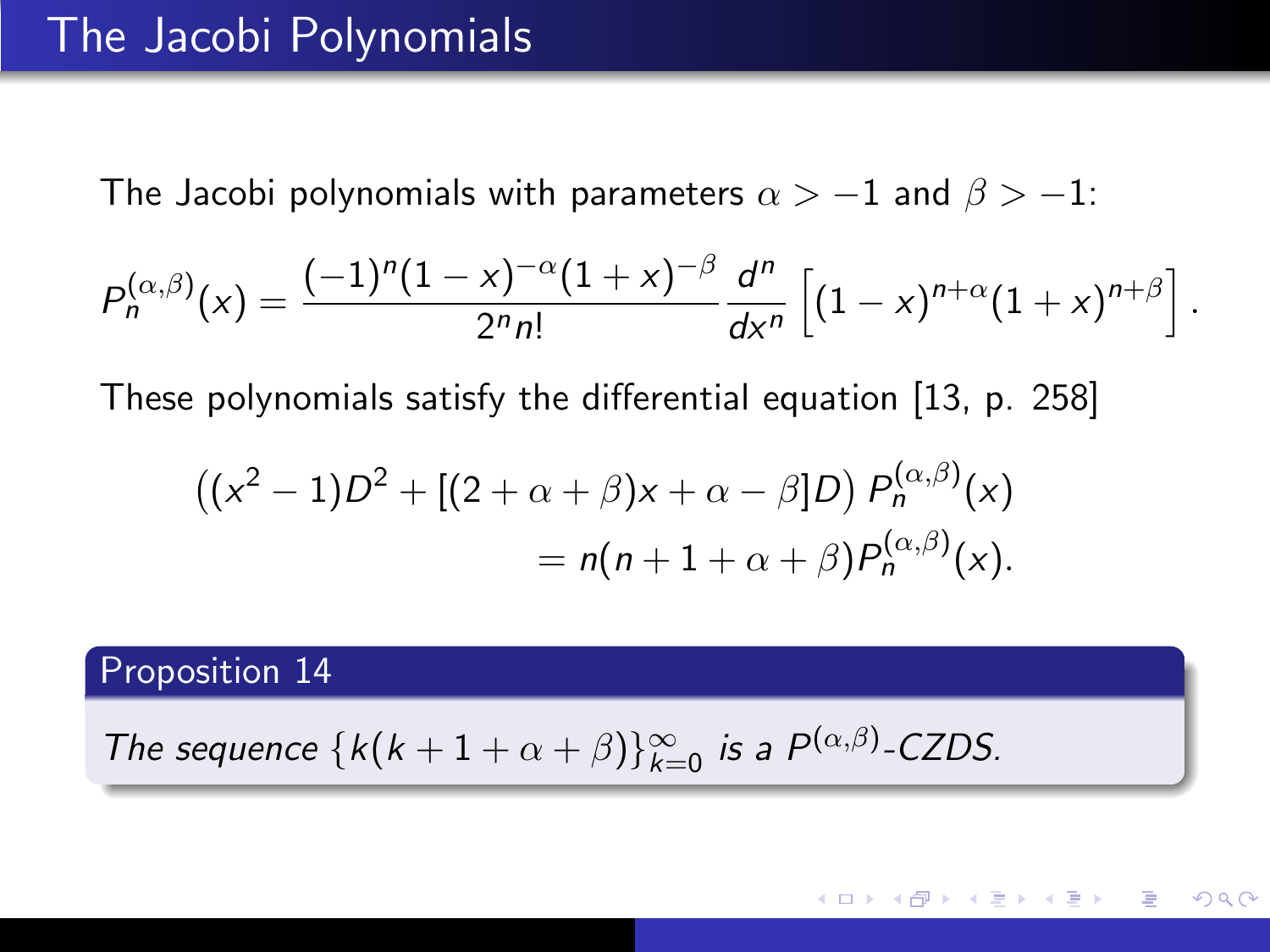# The Jacobi Polynomials

The Jacobi polynomials with parameters $\alpha > -1$ and $\beta > -1$:

$$P_n^{(\alpha,\beta)}(x) = \frac{(-1)^n (1-x)^{-\alpha}(1+x)^{-\beta}}{2^n n!} \frac{d^n}{dx^n} \left[ (1-x)^{n+\alpha}(1+x)^{n+\beta} \right].$$

These polynomials satisfy the differential equation [13, p. 258]

$$\begin{aligned} \left( (x^2-1)D^2 + [(2+\alpha+\beta)x + \alpha - \beta]D \right) P_n^{(\alpha,\beta)}(x) \\ = n(n+1+\alpha+\beta) P_n^{(\alpha,\beta)}(x). \end{aligned}$$

**Proposition 14**

*The sequence* $\{k(k+1+\alpha+\beta)\}_{k=0}^{\infty}$ *is a* $P^{(\alpha,\beta)}$*-CZDS.*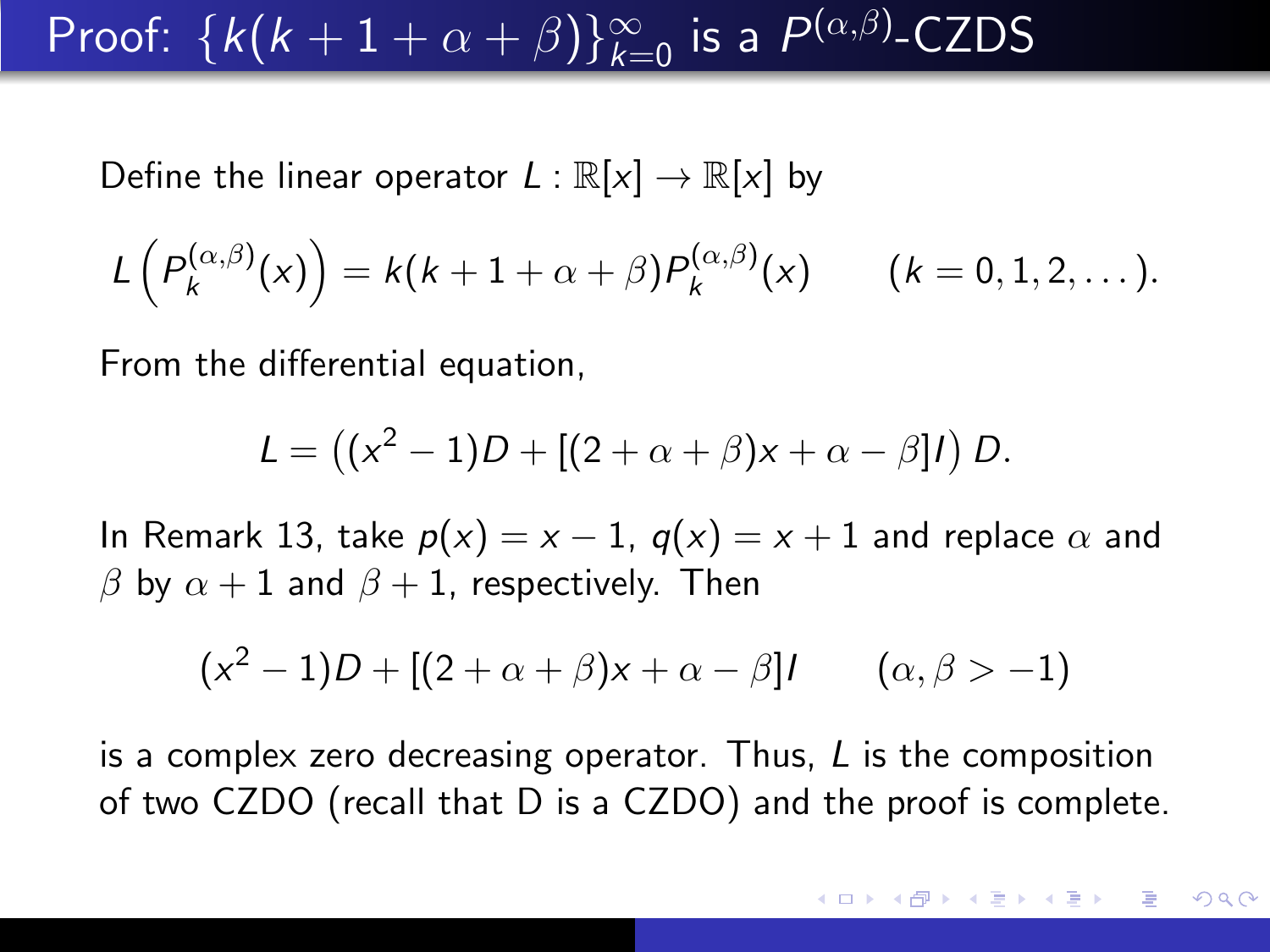# Proof: $\{k(k+1+\alpha+\beta)\}_{k=0}^{\infty}$ is a $P^{(\alpha,\beta)}$-CZDS

Define the linear operator $L : \mathbb{R}[x] \to \mathbb{R}[x]$ by

$$L\left(P_k^{(\alpha,\beta)}(x)\right) = k(k+1+\alpha+\beta)P_k^{(\alpha,\beta)}(x) \qquad (k = 0, 1, 2, \dots).$$

From the differential equation,

$$L = \left((x^2-1)D + [(2+\alpha+\beta)x + \alpha - \beta]I\right) D.$$

In Remark 13, take $p(x) = x - 1$, $q(x) = x + 1$ and replace $\alpha$ and $\beta$ by $\alpha + 1$ and $\beta + 1$, respectively. Then

$$(x^2-1)D + [(2+\alpha+\beta)x + \alpha - \beta]I \qquad (\alpha, \beta > -1)$$

is a complex zero decreasing operator. Thus, $L$ is the composition of two CZDO (recall that D is a CZDO) and the proof is complete.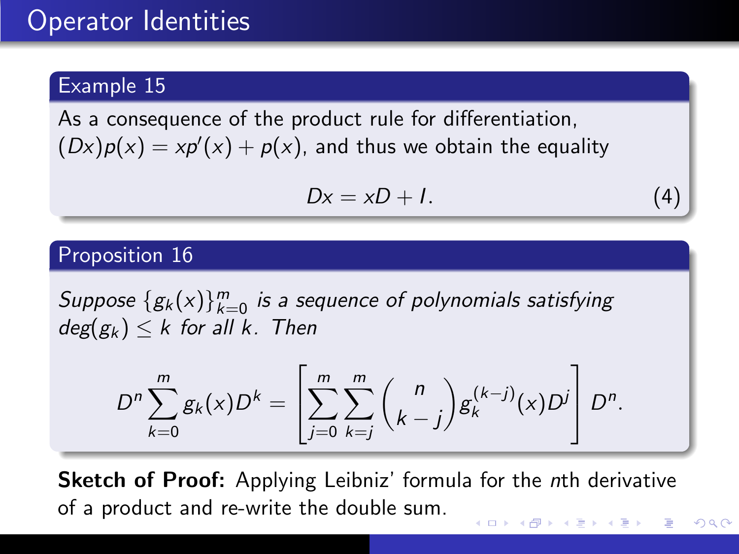# Operator Identities

**Example 15**

As a consequence of the product rule for differentiation, $(Dx)p(x) = xp'(x) + p(x)$, and thus we obtain the equality

$$Dx = xD + I. \tag{4}$$

**Proposition 16**

*Suppose $\{g_k(x)\}_{k=0}^m$ is a sequence of polynomials satisfying $deg(g_k) \leq k$ for all $k$. Then*

$$D^n \sum_{k=0}^{m} g_k(x) D^k = \left[ \sum_{j=0}^{m} \sum_{k=j}^{m} \binom{n}{k-j} g_k^{(k-j)}(x) D^j \right] D^n.$$

**Sketch of Proof:** Applying Leibniz' formula for the $n$th derivative of a product and re-write the double sum.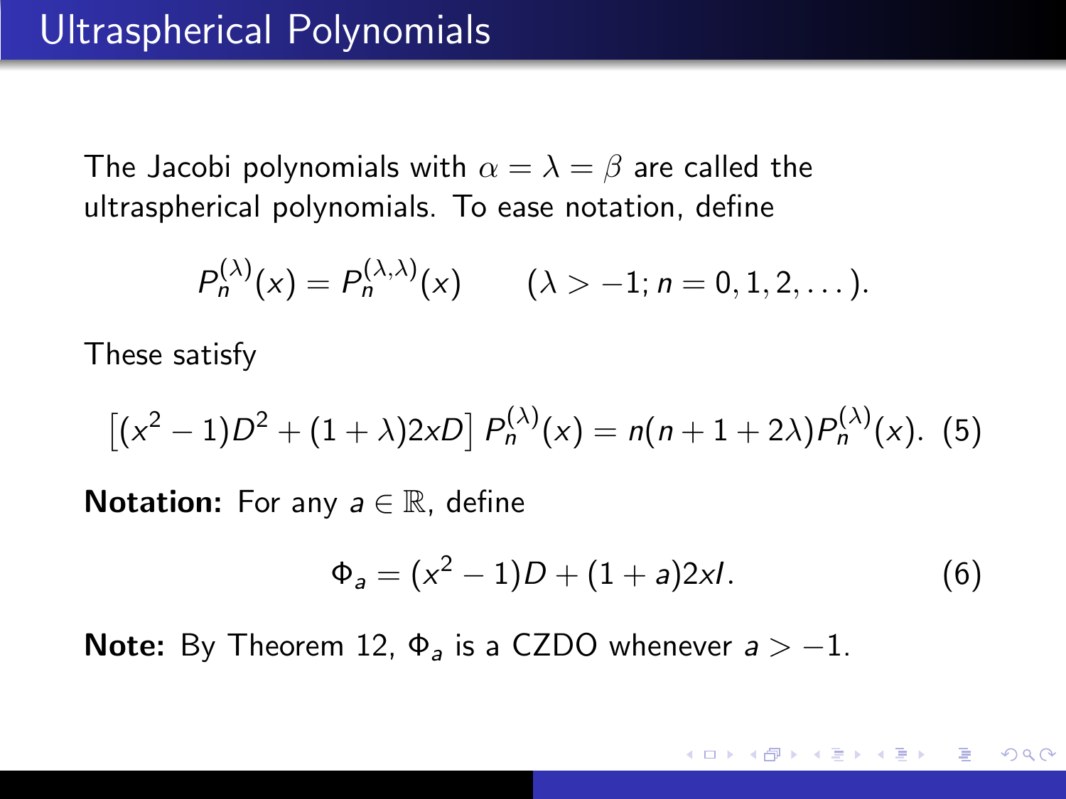# Ultraspherical Polynomials

The Jacobi polynomials with $\alpha = \lambda = \beta$ are called the ultraspherical polynomials. To ease notation, define

$$P_n^{(\lambda)}(x) = P_n^{(\lambda,\lambda)}(x) \qquad (\lambda > -1; n = 0, 1, 2, \dots).$$

These satisfy

$$\left[(x^2-1)D^2 + (1+\lambda)2xD\right] P_n^{(\lambda)}(x) = n(n+1+2\lambda)P_n^{(\lambda)}(x). \quad (5)$$

**Notation:** For any $a \in \mathbb{R}$, define

$$\Phi_a = (x^2-1)D + (1+a)2xI. \quad (6)$$

**Note:** By Theorem 12, $\Phi_a$ is a CZDO whenever $a > -1$.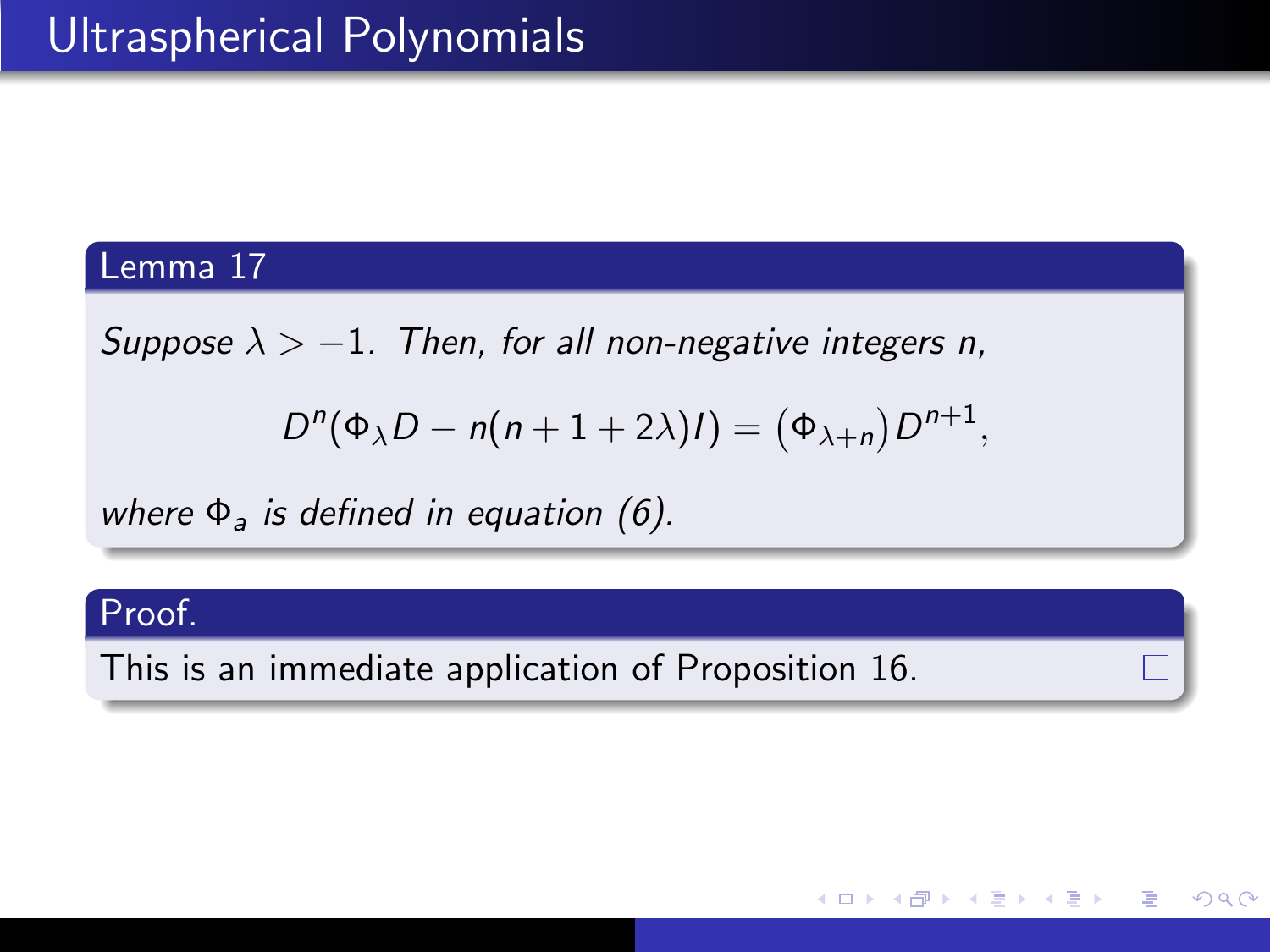# Ultraspherical Polynomials

**Lemma 17**

*Suppose $\lambda > -1$. Then, for all non-negative integers $n$,*

$$D^n(\Phi_\lambda D - n(n+1+2\lambda)I) = \left(\Phi_{\lambda+n}\right)D^{n+1},$$

*where $\Phi_a$ is defined in equation (6).*

**Proof.**

This is an immediate application of Proposition 16. □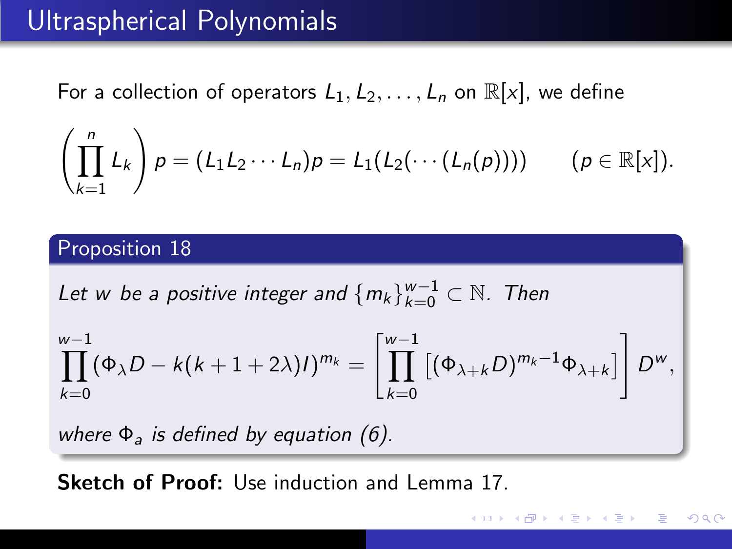# Ultraspherical Polynomials

For a collection of operators $L_1, L_2, \ldots, L_n$ on $\mathbb{R}[x]$, we define

$$\left(\prod_{k=1}^{n} L_k\right) p = (L_1 L_2 \cdots L_n)p = L_1(L_2(\cdots(L_n(p)))) \qquad (p \in \mathbb{R}[x]).$$

## Proposition 18

*Let $w$ be a positive integer and $\{m_k\}_{k=0}^{w-1} \subset \mathbb{N}$. Then*

$$\prod_{k=0}^{w-1} (\Phi_\lambda D - k(k+1+2\lambda)I)^{m_k} = \left[\prod_{k=0}^{w-1} \left[(\Phi_{\lambda+k} D)^{m_k - 1} \Phi_{\lambda+k}\right]\right] D^w,$$

*where $\Phi_a$ is defined by equation (6).*

**Sketch of Proof:** Use induction and Lemma 17.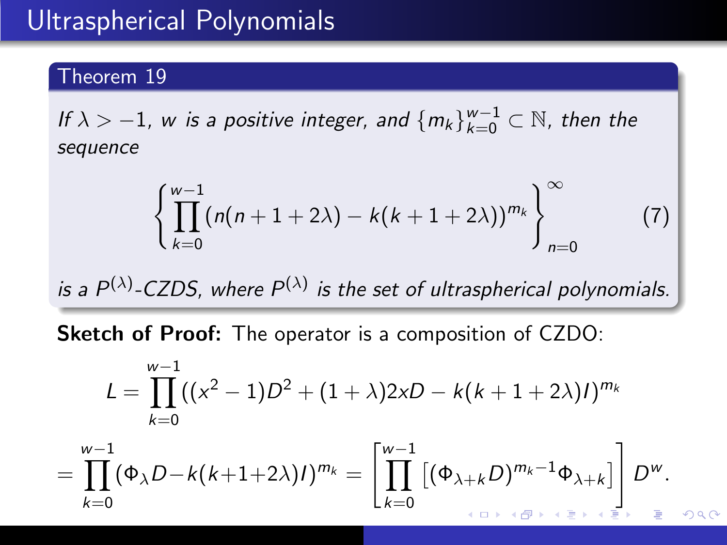# Ultraspherical Polynomials

**Theorem 19**

*If $\lambda > -1$, $w$ is a positive integer, and $\{m_k\}_{k=0}^{w-1} \subset \mathbb{N}$, then the sequence*

$$\left\{ \prod_{k=0}^{w-1} (n(n+1+2\lambda) - k(k+1+2\lambda))^{m_k} \right\}_{n=0}^{\infty} \tag{7}$$

*is a $P^{(\lambda)}$-CZDS, where $P^{(\lambda)}$ is the set of ultraspherical polynomials.*

**Sketch of Proof:** The operator is a composition of CZDO:

$$L = \prod_{k=0}^{w-1} ((x^2-1)D^2 + (1+\lambda)2xD - k(k+1+2\lambda)I)^{m_k}$$

$$= \prod_{k=0}^{w-1} (\Phi_\lambda D - k(k+1+2\lambda)I)^{m_k} = \left[ \prod_{k=0}^{w-1} \left[ (\Phi_{\lambda+k} D)^{m_k - 1} \Phi_{\lambda+k} \right] \right] D^w.$$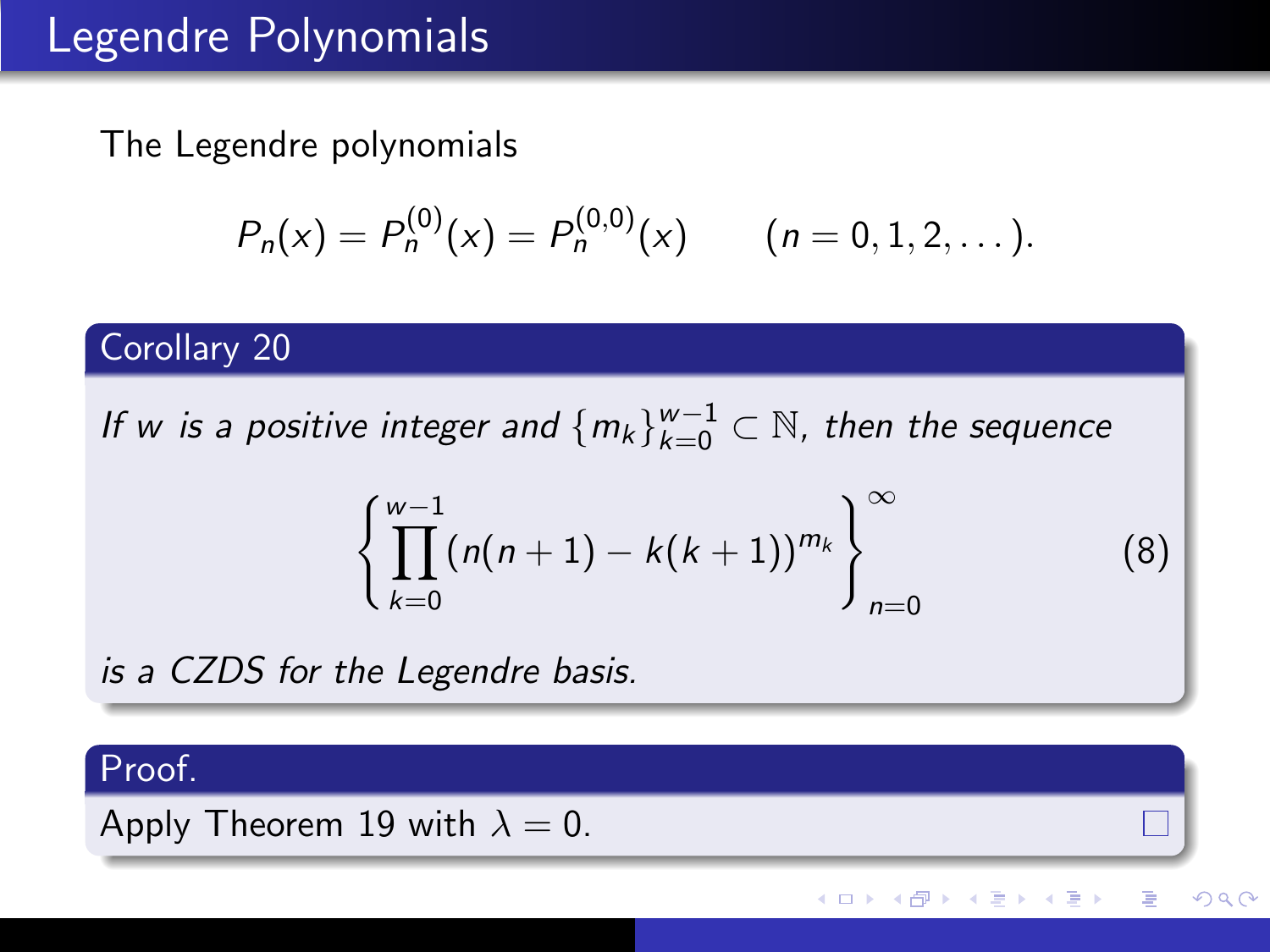# Legendre Polynomials

The Legendre polynomials

$$P_n(x) = P_n^{(0)}(x) = P_n^{(0,0)}(x) \qquad (n = 0, 1, 2, \dots).$$

**Corollary 20**

*If $w$ is a positive integer and $\{m_k\}_{k=0}^{w-1} \subset \mathbb{N}$, then the sequence*

$$\left\{ \prod_{k=0}^{w-1} (n(n+1) - k(k+1))^{m_k} \right\}_{n=0}^{\infty} \tag{8}$$

*is a CZDS for the Legendre basis.*

**Proof.**

Apply Theorem 19 with $\lambda = 0$. □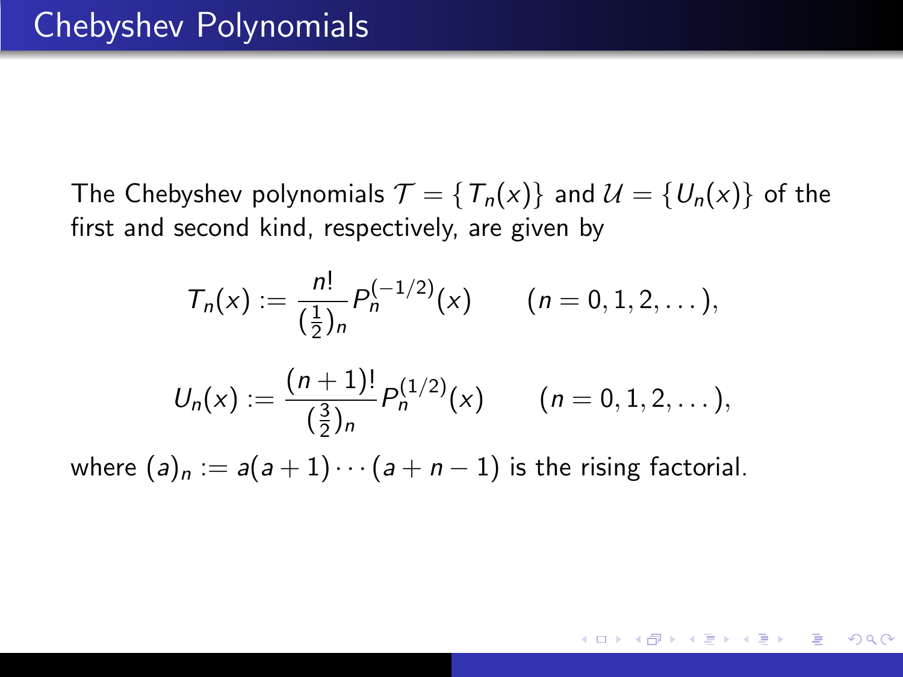# Chebyshev Polynomials

The Chebyshev polynomials $\mathcal{T} = \{T_n(x)\}$ and $\mathcal{U} = \{U_n(x)\}$ of the first and second kind, respectively, are given by

$$T_n(x) := \frac{n!}{(\frac{1}{2})_n} P_n^{(-1/2)}(x) \qquad (n = 0, 1, 2, \dots),$$

$$U_n(x) := \frac{(n+1)!}{(\frac{3}{2})_n} P_n^{(1/2)}(x) \qquad (n = 0, 1, 2, \dots),$$

where $(a)_n := a(a+1)\cdots(a+n-1)$ is the rising factorial.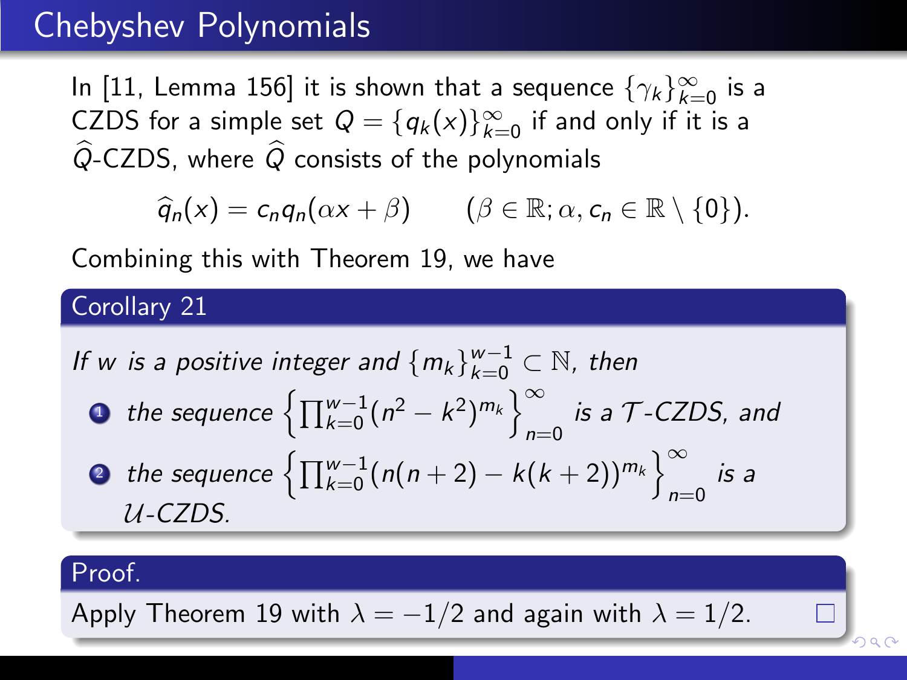# Chebyshev Polynomials

In [11, Lemma 156] it is shown that a sequence $\{\gamma_k\}_{k=0}^{\infty}$ is a CZDS for a simple set $Q = \{q_k(x)\}_{k=0}^{\infty}$ if and only if it is a $\widehat{Q}$-CZDS, where $\widehat{Q}$ consists of the polynomials

$$\widehat{q}_n(x) = c_n q_n(\alpha x + \beta) \qquad (\beta \in \mathbb{R}; \alpha, c_n \in \mathbb{R} \setminus \{0\}).$$

Combining this with Theorem 19, we have

**Corollary 21**

*If $w$ is a positive integer and $\{m_k\}_{k=0}^{w-1} \subset \mathbb{N}$, then*

1. *the sequence $\left\{\prod_{k=0}^{w-1}(n^2 - k^2)^{m_k}\right\}_{n=0}^{\infty}$ is a $\mathcal{T}$-CZDS, and*
2. *the sequence $\left\{\prod_{k=0}^{w-1}(n(n+2) - k(k+2))^{m_k}\right\}_{n=0}^{\infty}$ is a $\mathcal{U}$-CZDS.*

**Proof.**

Apply Theorem 19 with $\lambda = -1/2$ and again with $\lambda = 1/2$. □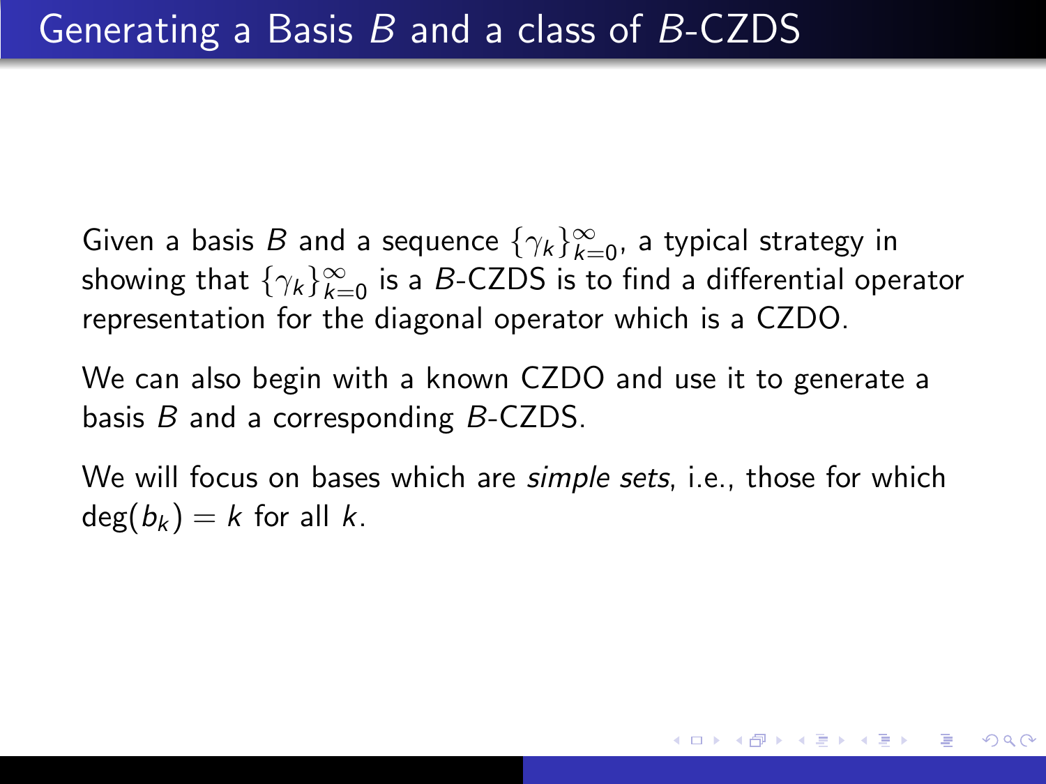# Generating a Basis $B$ and a class of $B$-CZDS

Given a basis $B$ and a sequence $\{\gamma_k\}_{k=0}^{\infty}$, a typical strategy in showing that $\{\gamma_k\}_{k=0}^{\infty}$ is a $B$-CZDS is to find a differential operator representation for the diagonal operator which is a CZDO.

We can also begin with a known CZDO and use it to generate a basis $B$ and a corresponding $B$-CZDS.

We will focus on bases which are *simple sets*, i.e., those for which $\deg(b_k) = k$ for all $k$.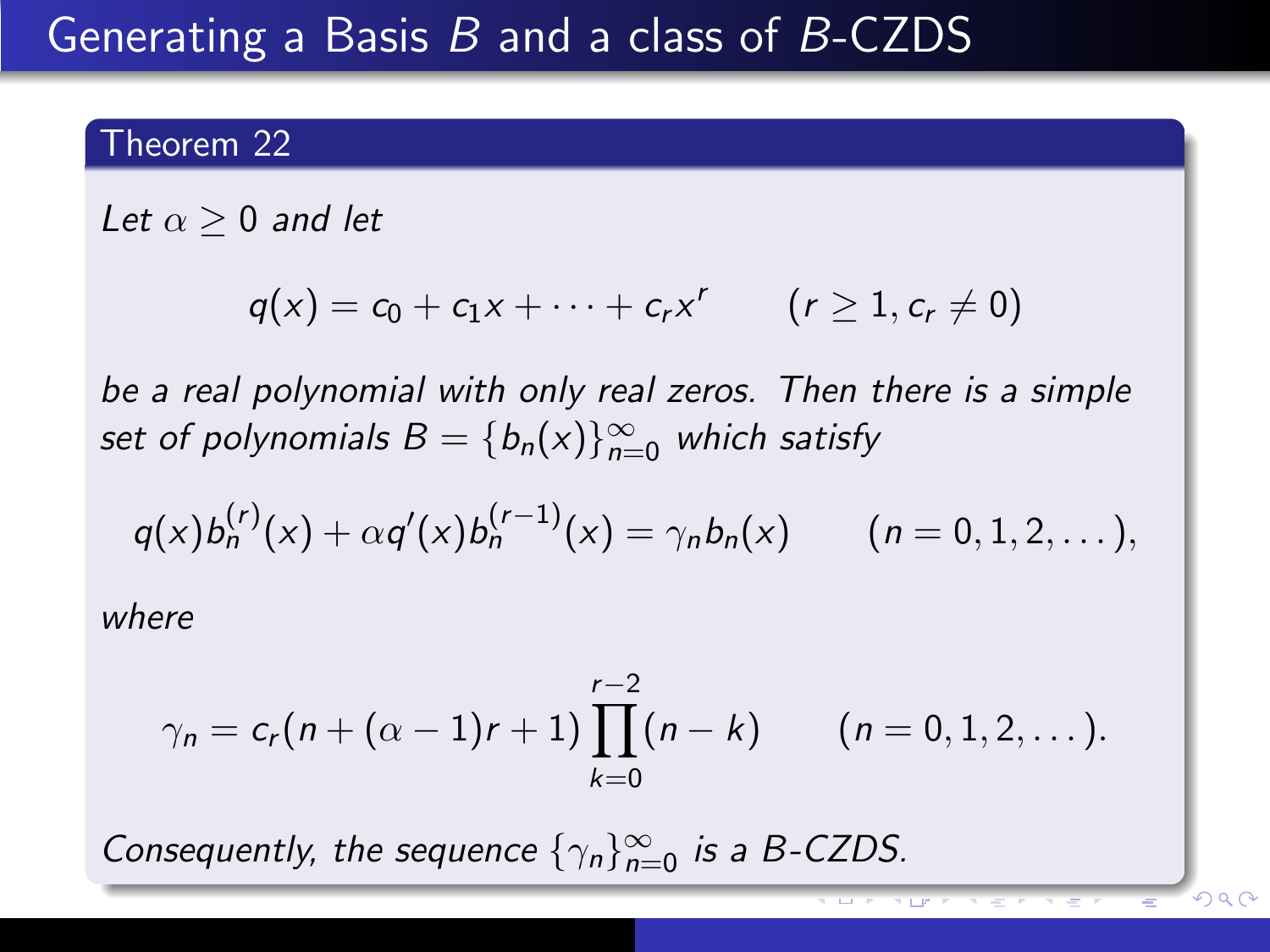# Generating a Basis $B$ and a class of $B$-CZDS

**Theorem 22**

*Let* $\alpha \geq 0$ *and let*

$$q(x) = c_0 + c_1 x + \cdots + c_r x^r \qquad (r \geq 1, c_r \neq 0)$$

*be a real polynomial with only real zeros. Then there is a simple set of polynomials* $B = \{b_n(x)\}_{n=0}^{\infty}$ *which satisfy*

$$q(x) b_n^{(r)}(x) + \alpha q'(x) b_n^{(r-1)}(x) = \gamma_n b_n(x) \qquad (n = 0, 1, 2, \dots),$$

*where*

$$\gamma_n = c_r (n + (\alpha - 1) r + 1) \prod_{k=0}^{r-2} (n - k) \qquad (n = 0, 1, 2, \dots).$$

*Consequently, the sequence* $\{\gamma_n\}_{n=0}^{\infty}$ *is a* $B$*-CZDS.*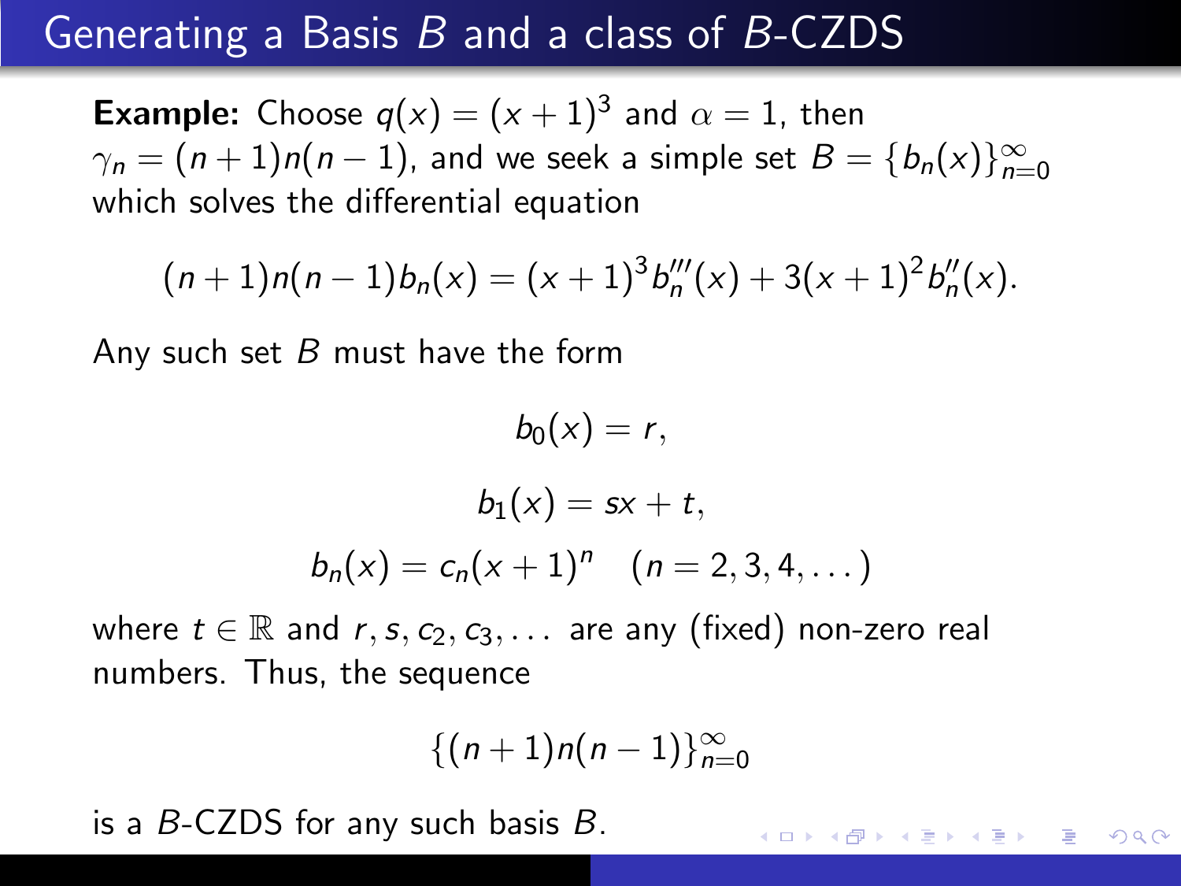# Generating a Basis $B$ and a class of $B$-CZDS

**Example:** Choose $q(x) = (x+1)^3$ and $\alpha = 1$, then $\gamma_n = (n+1)n(n-1)$, and we seek a simple set $B = \{b_n(x)\}_{n=0}^{\infty}$ which solves the differential equation

$$(n+1)n(n-1)b_n(x) = (x+1)^3 b_n'''(x) + 3(x+1)^2 b_n''(x).$$

Any such set $B$ must have the form

$$b_0(x) = r,$$

$$b_1(x) = sx + t,$$

$$b_n(x) = c_n(x+1)^n \quad (n = 2, 3, 4, \dots)$$

where $t \in \mathbb{R}$ and $r, s, c_2, c_3, \dots$ are any (fixed) non-zero real numbers. Thus, the sequence

$$\{(n+1)n(n-1)\}_{n=0}^{\infty}$$

is a $B$-CZDS for any such basis $B$.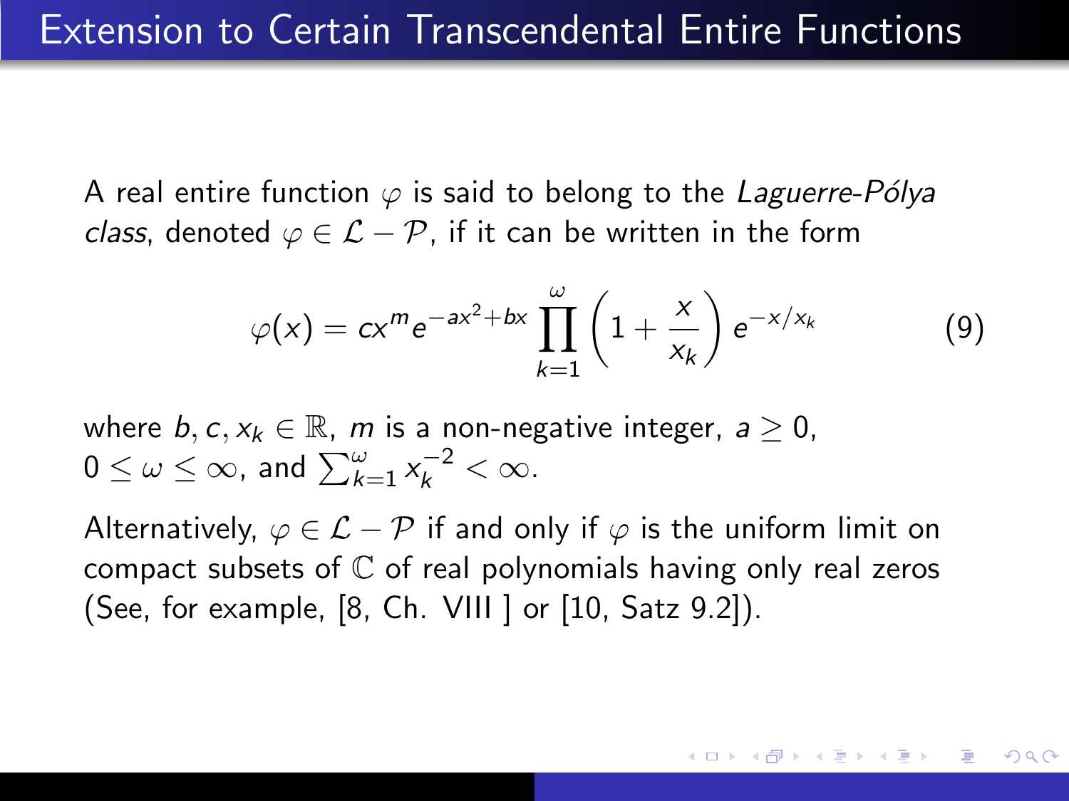# Extension to Certain Transcendental Entire Functions

A real entire function $\varphi$ is said to belong to the *Laguerre-Pólya class*, denoted $\varphi \in \mathcal{L} - \mathcal{P}$, if it can be written in the form

$$\varphi(x) = cx^m e^{-ax^2+bx} \prod_{k=1}^{\omega} \left(1 + \frac{x}{x_k}\right) e^{-x/x_k} \tag{9}$$

where $b, c, x_k \in \mathbb{R}$, $m$ is a non-negative integer, $a \geq 0$, $0 \leq \omega \leq \infty$, and $\sum_{k=1}^{\omega} x_k^{-2} < \infty$.

Alternatively, $\varphi \in \mathcal{L} - \mathcal{P}$ if and only if $\varphi$ is the uniform limit on compact subsets of $\mathbb{C}$ of real polynomials having only real zeros (See, for example, [8, Ch. VIII ] or [10, Satz 9.2]).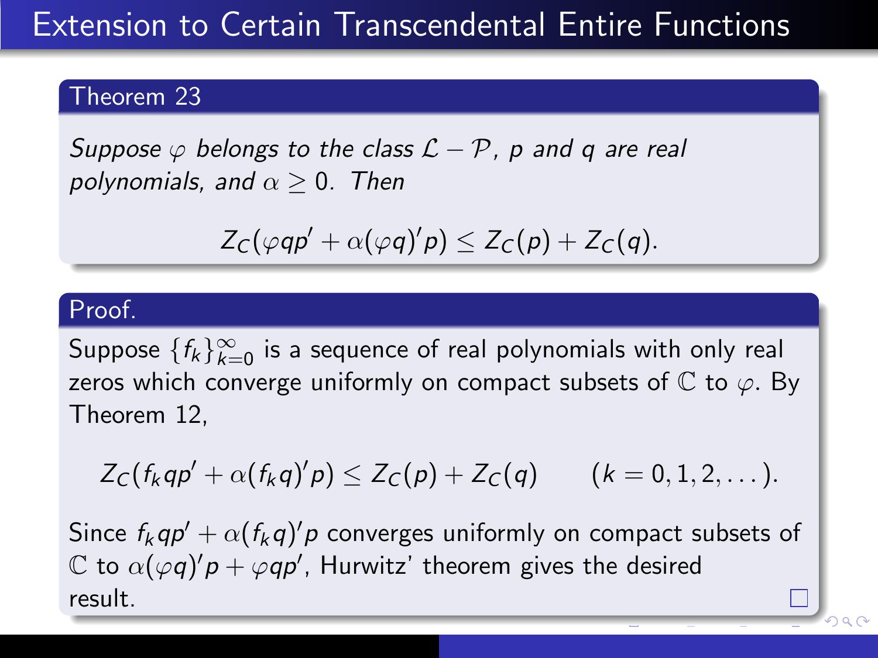# Extension to Certain Transcendental Entire Functions

**Theorem 23**

*Suppose $\varphi$ belongs to the class $\mathcal{L}-\mathcal{P}$, $p$ and $q$ are real polynomials, and $\alpha \geq 0$. Then*

$$Z_C(\varphi q p' + \alpha(\varphi q)' p) \leq Z_C(p) + Z_C(q).$$

**Proof.**

Suppose $\{f_k\}_{k=0}^{\infty}$ is a sequence of real polynomials with only real zeros which converge uniformly on compact subsets of $\mathbb{C}$ to $\varphi$. By Theorem 12,

$$Z_C(f_k q p' + \alpha(f_k q)' p) \leq Z_C(p) + Z_C(q) \qquad (k = 0, 1, 2, \dots).$$

Since $f_k q p' + \alpha(f_k q)' p$ converges uniformly on compact subsets of $\mathbb{C}$ to $\alpha(\varphi q)' p + \varphi q p'$, Hurwitz' theorem gives the desired result. □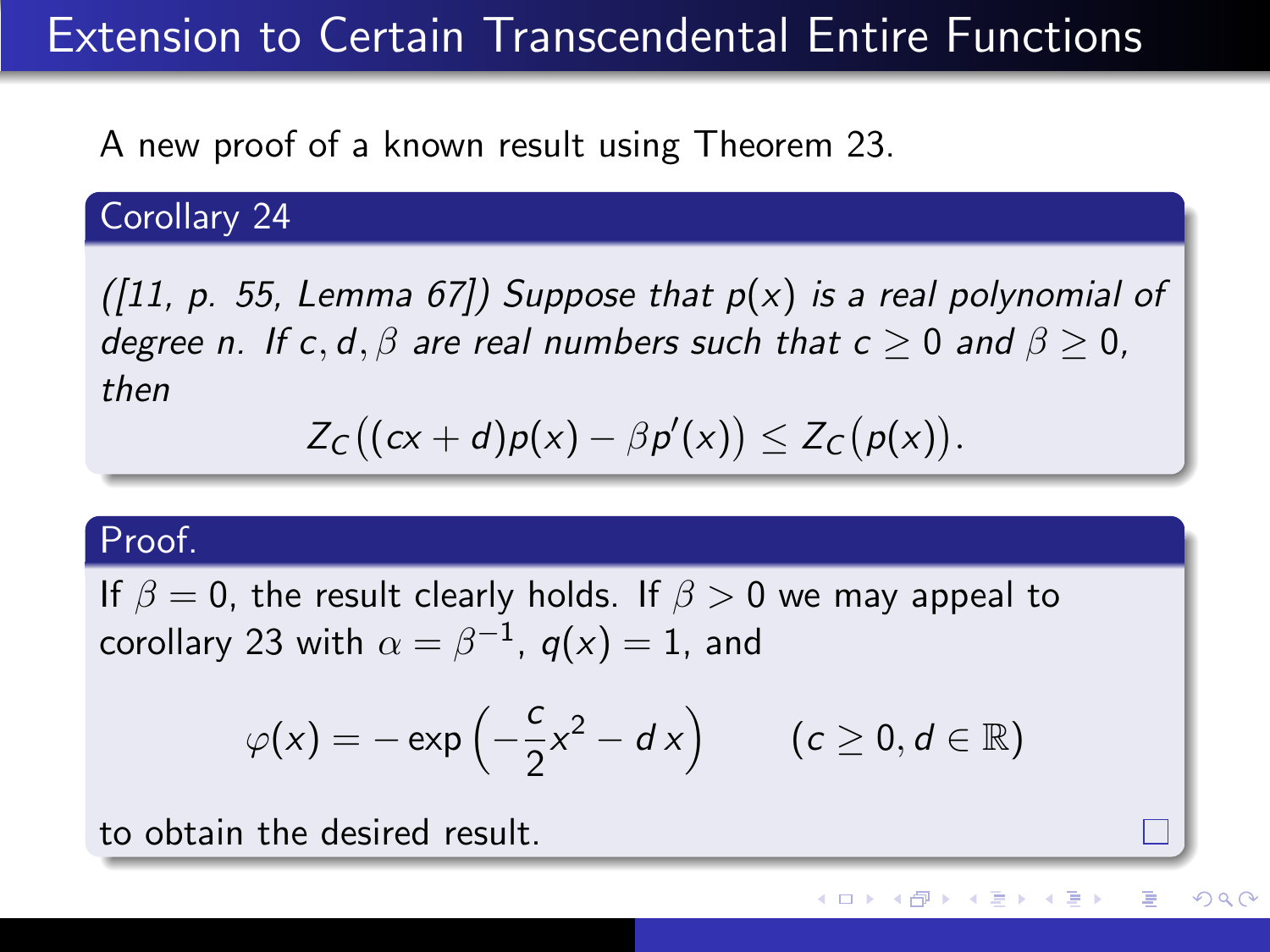# Extension to Certain Transcendental Entire Functions

A new proof of a known result using Theorem 23.

**Corollary 24**

*([11, p. 55, Lemma 67]) Suppose that $p(x)$ is a real polynomial of degree $n$. If $c, d, \beta$ are real numbers such that $c \geq 0$ and $\beta \geq 0$, then*

$$Z_C\big((cx+d)p(x) - \beta p'(x)\big) \leq Z_C\big(p(x)\big).$$

**Proof.**

If $\beta = 0$, the result clearly holds. If $\beta > 0$ we may appeal to corollary 23 with $\alpha = \beta^{-1}$, $q(x) = 1$, and

$$\varphi(x) = -\exp\left(-\frac{c}{2}x^2 - d\,x\right) \qquad (c \geq 0, d \in \mathbb{R})$$

to obtain the desired result. □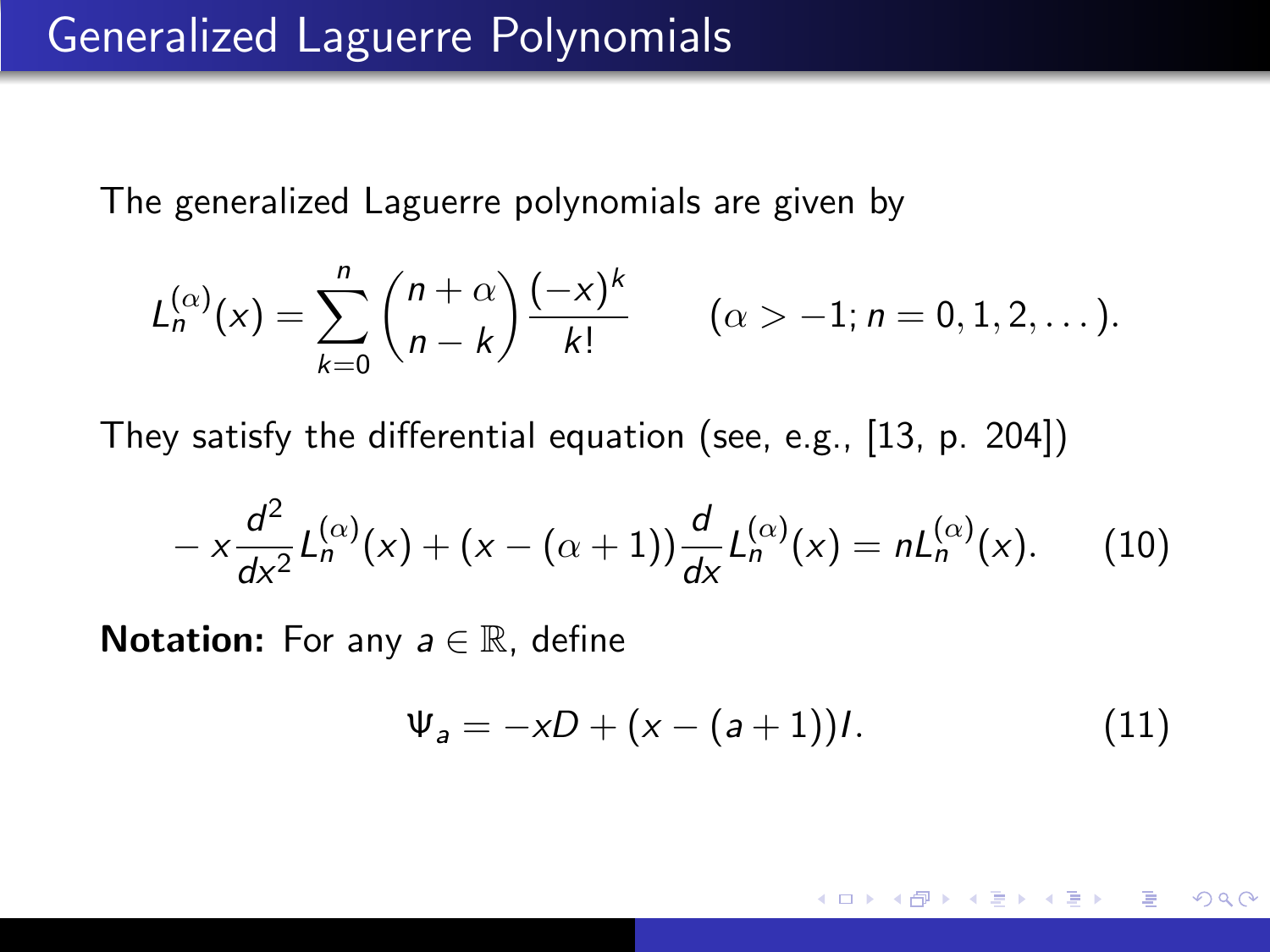# Generalized Laguerre Polynomials

The generalized Laguerre polynomials are given by

$$L_n^{(\alpha)}(x) = \sum_{k=0}^{n} \binom{n+\alpha}{n-k} \frac{(-x)^k}{k!} \qquad (\alpha > -1; n = 0, 1, 2, \dots).$$

They satisfy the differential equation (see, e.g., [13, p. 204])

$$-x\frac{d^2}{dx^2}L_n^{(\alpha)}(x) + (x - (\alpha+1))\frac{d}{dx}L_n^{(\alpha)}(x) = nL_n^{(\alpha)}(x). \qquad (10)$$

**Notation:** For any $a \in \mathbb{R}$, define

$$\Psi_a = -xD + (x - (a+1))I. \qquad (11)$$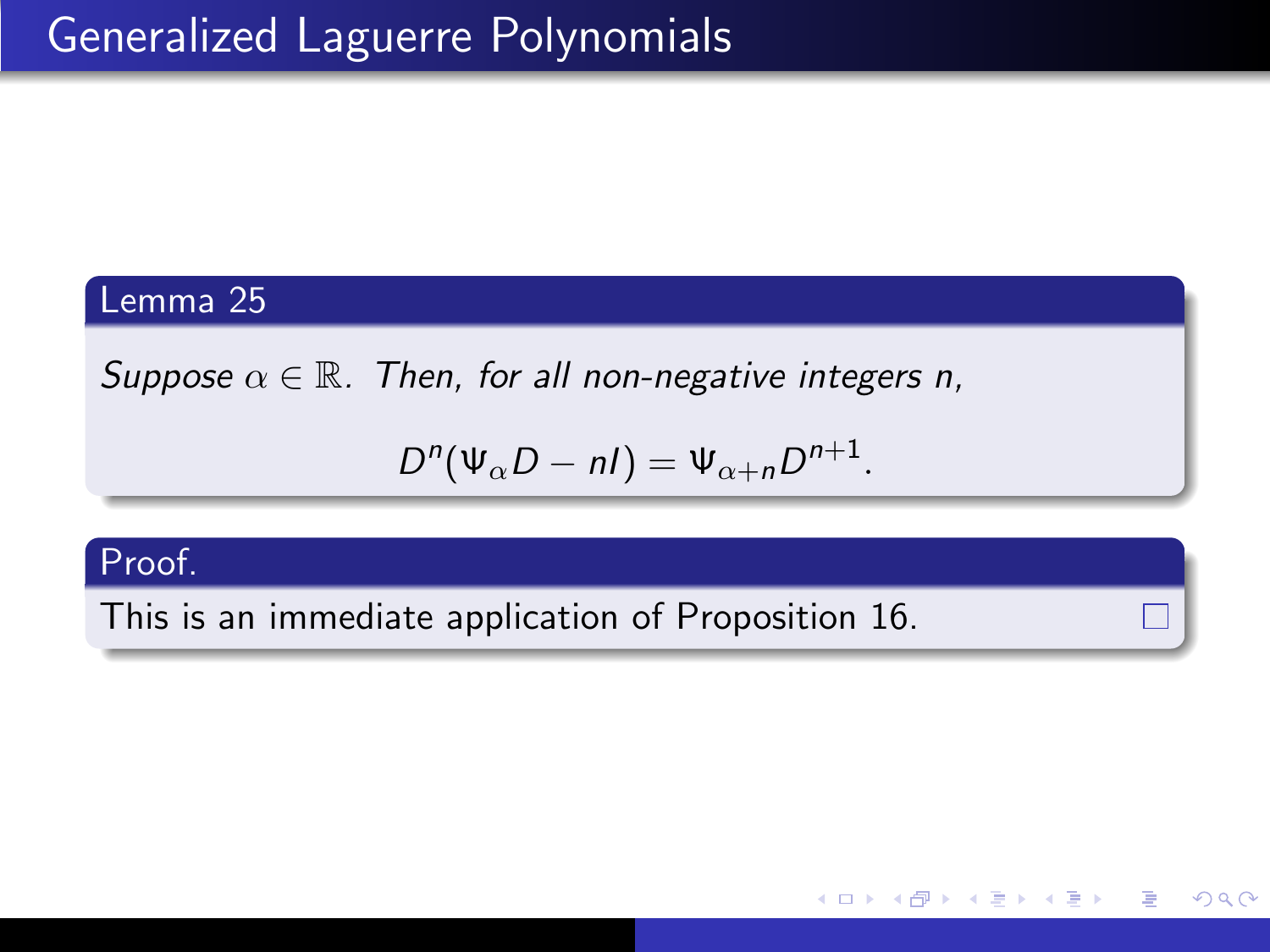# Generalized Laguerre Polynomials

**Lemma 25**

*Suppose $\alpha \in \mathbb{R}$. Then, for all non-negative integers n,*

$$D^n(\Psi_\alpha D - nI) = \Psi_{\alpha+n} D^{n+1}.$$

**Proof.**

This is an immediate application of Proposition 16. □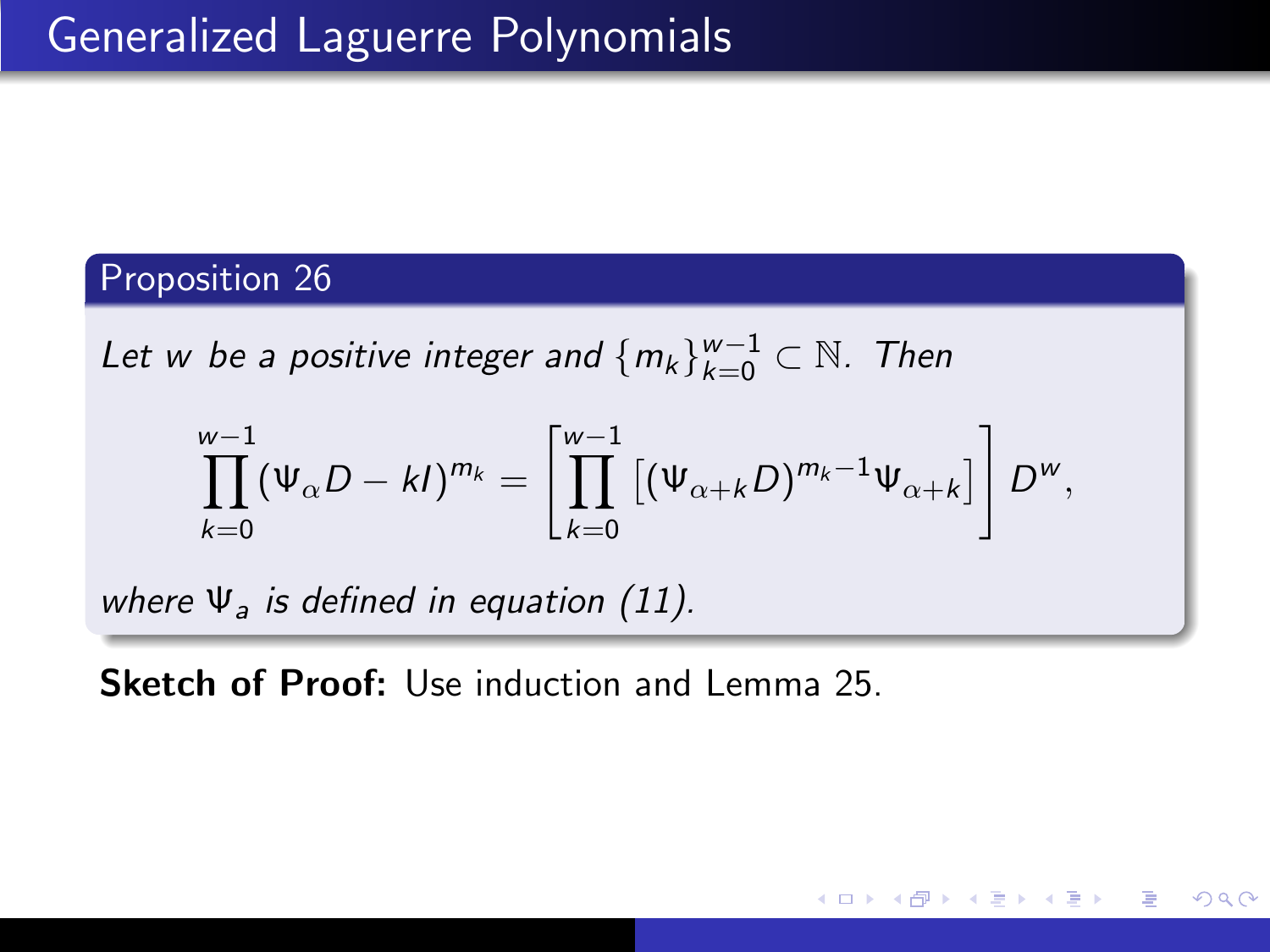# Generalized Laguerre Polynomials

**Proposition 26**

*Let $w$ be a positive integer and $\{m_k\}_{k=0}^{w-1} \subset \mathbb{N}$. Then*

$$\prod_{k=0}^{w-1} (\Psi_\alpha D - kI)^{m_k} = \left[ \prod_{k=0}^{w-1} \left[ (\Psi_{\alpha+k} D)^{m_k - 1} \Psi_{\alpha+k} \right] \right] D^w,$$

*where $\Psi_a$ is defined in equation (11).*

**Sketch of Proof:** Use induction and Lemma 25.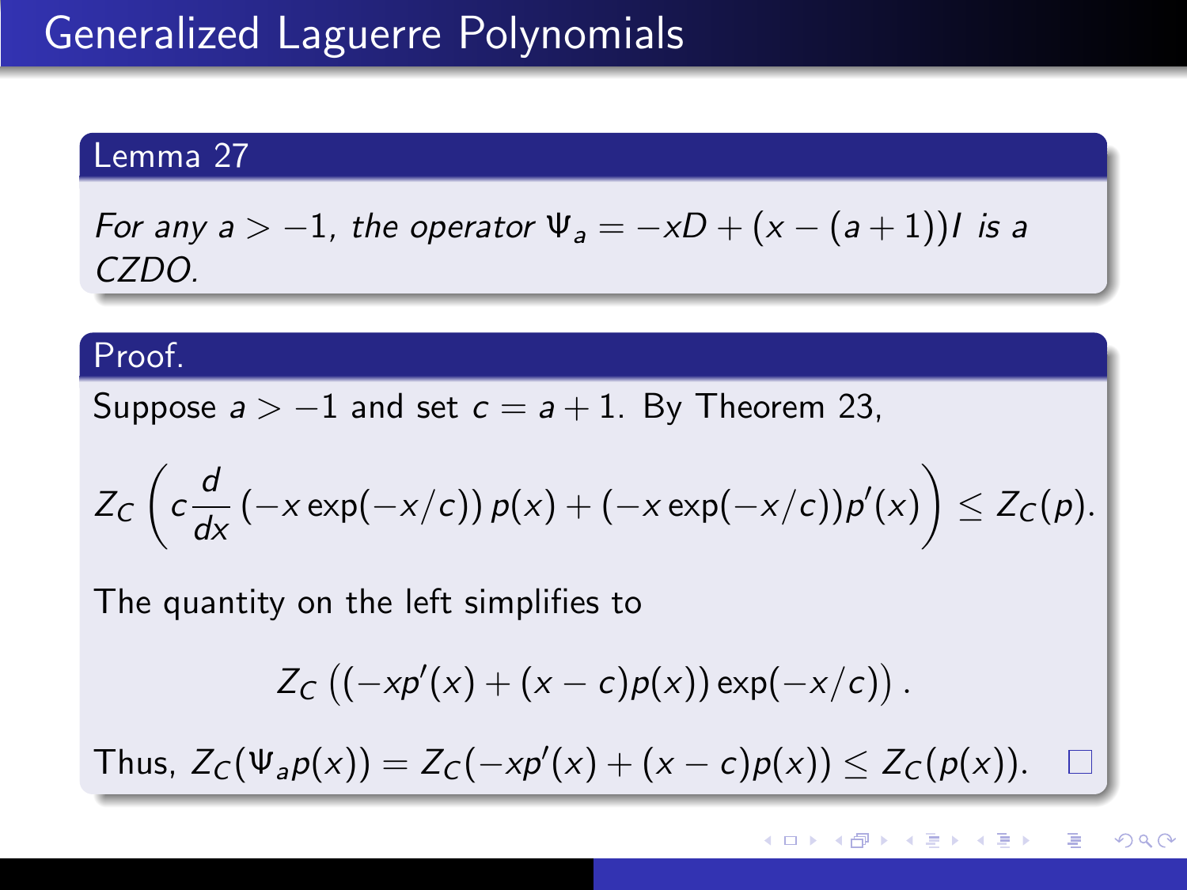# Generalized Laguerre Polynomials

**Lemma 27**

*For any $a > -1$, the operator $\Psi_a = -xD + (x - (a+1))I$ is a CZDO.*

**Proof.**

Suppose $a > -1$ and set $c = a + 1$. By Theorem 23,

$$Z_C\left(c\frac{d}{dx}\left(-x\exp(-x/c)\right)p(x) + (-x\exp(-x/c))p'(x)\right) \leq Z_C(p).$$

The quantity on the left simplifies to

$$Z_C\left(\left(-xp'(x) + (x-c)p(x)\right)\exp(-x/c)\right).$$

Thus, $Z_C(\Psi_a p(x)) = Z_C(-xp'(x) + (x-c)p(x)) \leq Z_C(p(x))$. □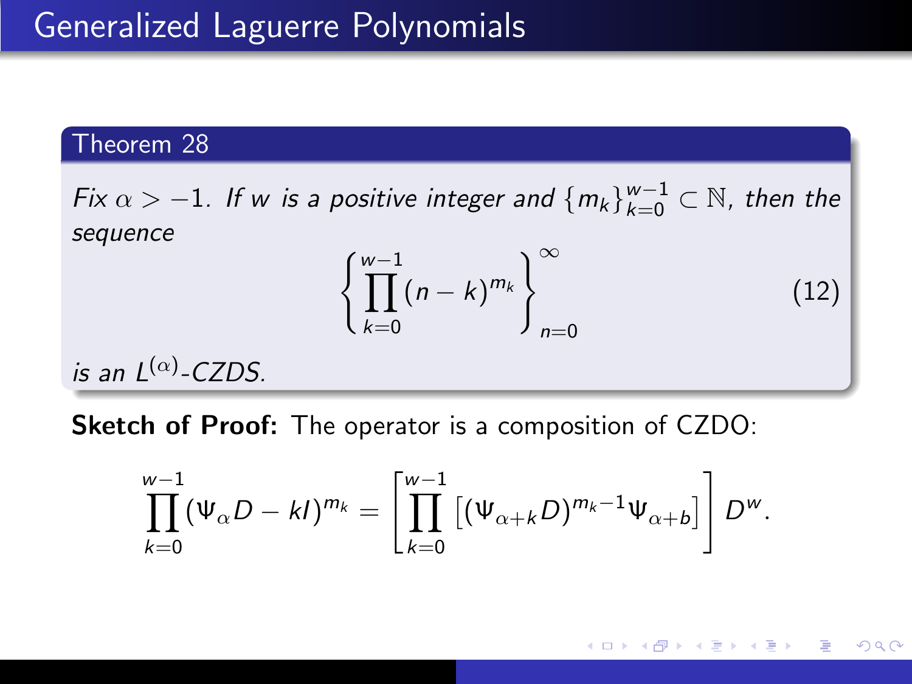# Generalized Laguerre Polynomials

**Theorem 28**

*Fix $\alpha > -1$. If $w$ is a positive integer and $\{m_k\}_{k=0}^{w-1} \subset \mathbb{N}$, then the sequence*

$$\left\{ \prod_{k=0}^{w-1} (n-k)^{m_k} \right\}_{n=0}^{\infty} \tag{12}$$

*is an $L^{(\alpha)}$-CZDS.*

**Sketch of Proof:** The operator is a composition of CZDO:

$$\prod_{k=0}^{w-1} (\Psi_\alpha D - kI)^{m_k} = \left[ \prod_{k=0}^{w-1} \left[ (\Psi_{\alpha+k} D)^{m_k - 1} \Psi_{\alpha+b} \right] \right] D^w.$$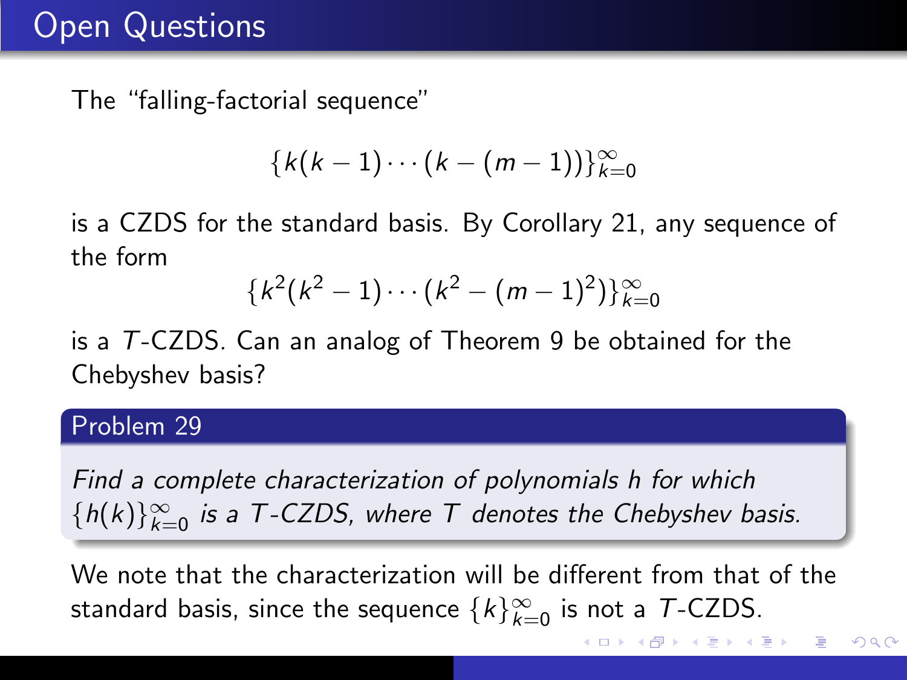## Open Questions

The "falling-factorial sequence"

$$\{k(k-1)\cdots(k-(m-1))\}_{k=0}^{\infty}$$

is a CZDS for the standard basis. By Corollary 21, any sequence of the form

$$\{k^2(k^2-1)\cdots(k^2-(m-1)^2)\}_{k=0}^{\infty}$$

is a $T$-CZDS. Can an analog of Theorem 9 be obtained for the Chebyshev basis?

**Problem 29**

*Find a complete characterization of polynomials $h$ for which $\{h(k)\}_{k=0}^{\infty}$ is a $T$-CZDS, where $T$ denotes the Chebyshev basis.*

We note that the characterization will be different from that of the standard basis, since the sequence $\{k\}_{k=0}^{\infty}$ is not a $T$-CZDS.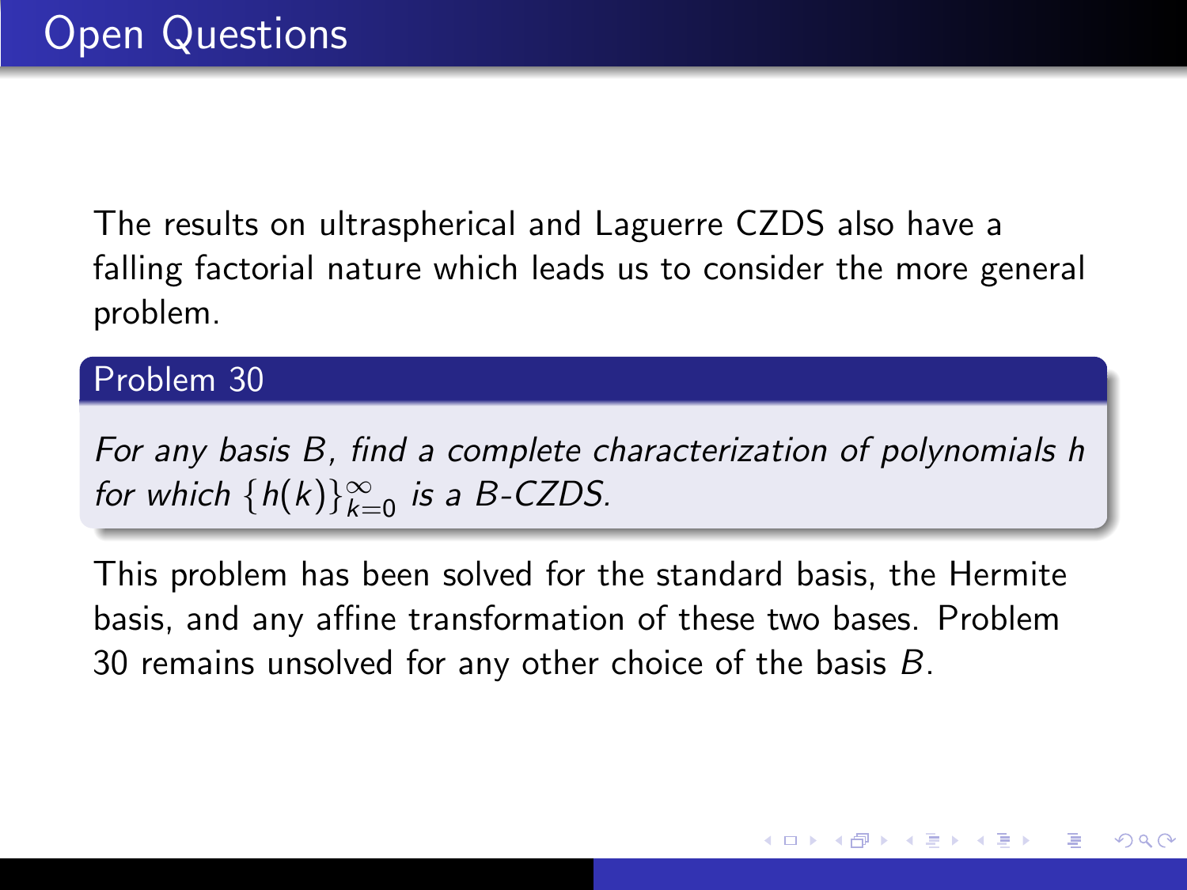# Open Questions

The results on ultraspherical and Laguerre CZDS also have a falling factorial nature which leads us to consider the more general problem.

**Problem 30**

*For any basis $B$, find a complete characterization of polynomials $h$ for which $\{h(k)\}_{k=0}^{\infty}$ is a $B$-CZDS.*

This problem has been solved for the standard basis, the Hermite basis, and any affine transformation of these two bases. Problem 30 remains unsolved for any other choice of the basis $B$.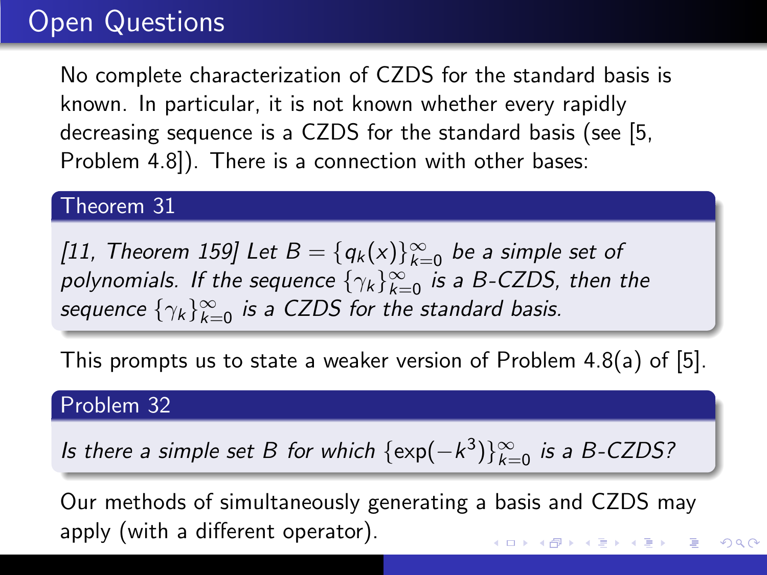## Open Questions

No complete characterization of CZDS for the standard basis is known. In particular, it is not known whether every rapidly decreasing sequence is a CZDS for the standard basis (see [5, Problem 4.8]). There is a connection with other bases:

**Theorem 31**

*[11, Theorem 159] Let $B = \{q_k(x)\}_{k=0}^{\infty}$ be a simple set of polynomials. If the sequence $\{\gamma_k\}_{k=0}^{\infty}$ is a B-CZDS, then the sequence $\{\gamma_k\}_{k=0}^{\infty}$ is a CZDS for the standard basis.*

This prompts us to state a weaker version of Problem 4.8(a) of [5].

**Problem 32**

*Is there a simple set $B$ for which $\{\exp(-k^3)\}_{k=0}^{\infty}$ is a B-CZDS?*

Our methods of simultaneously generating a basis and CZDS may apply (with a different operator).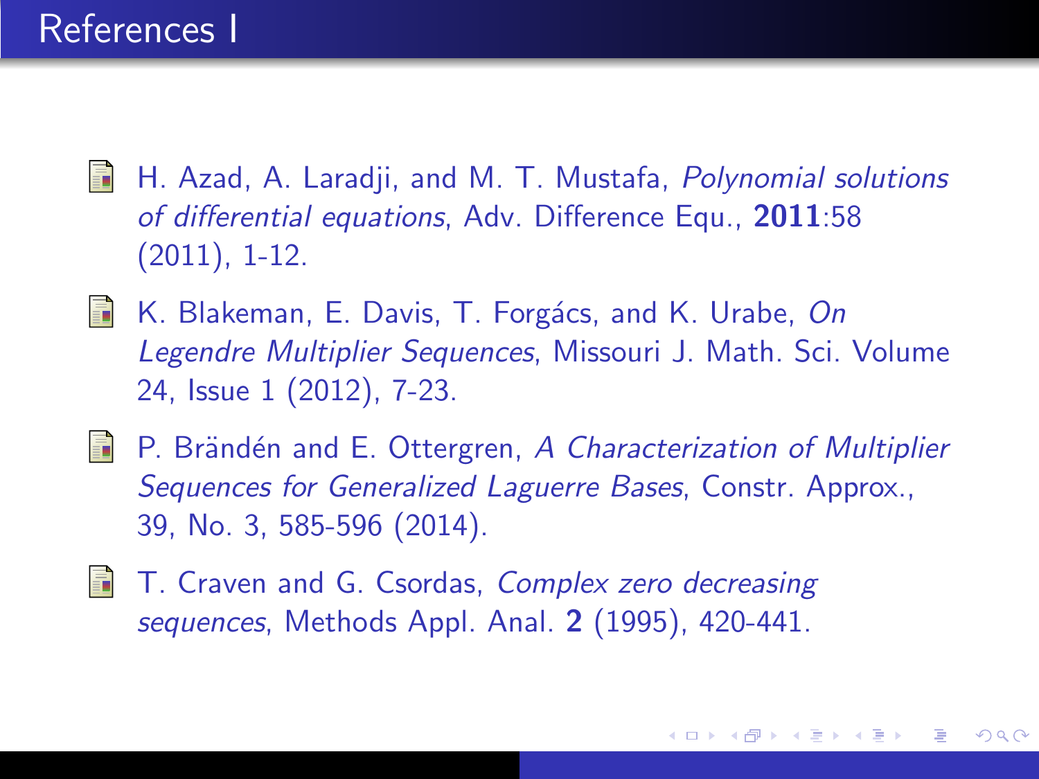# References I

- H. Azad, A. Laradji, and M. T. Mustafa, *Polynomial solutions of differential equations*, Adv. Difference Equ., **2011**:58 (2011), 1-12.
- K. Blakeman, E. Davis, T. Forgács, and K. Urabe, *On Legendre Multiplier Sequences*, Missouri J. Math. Sci. Volume 24, Issue 1 (2012), 7-23.
- P. Brändén and E. Ottergren, *A Characterization of Multiplier Sequences for Generalized Laguerre Bases*, Constr. Approx., 39, No. 3, 585-596 (2014).
- T. Craven and G. Csordas, *Complex zero decreasing sequences*, Methods Appl. Anal. **2** (1995), 420-441.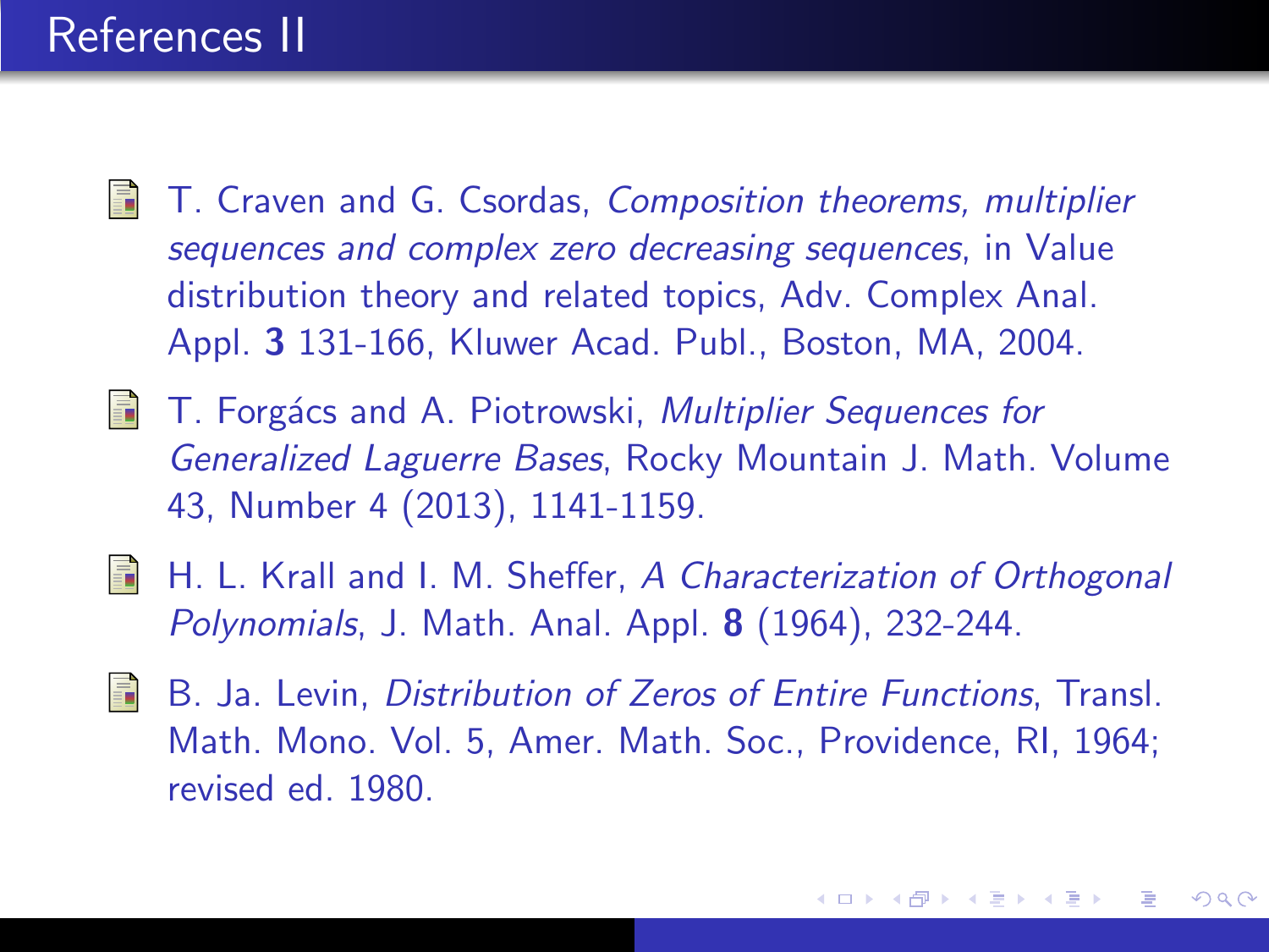# References II

- T. Craven and G. Csordas, *Composition theorems, multiplier sequences and complex zero decreasing sequences*, in Value distribution theory and related topics, Adv. Complex Anal. Appl. **3** 131-166, Kluwer Acad. Publ., Boston, MA, 2004.
- T. Forgács and A. Piotrowski, *Multiplier Sequences for Generalized Laguerre Bases*, Rocky Mountain J. Math. Volume 43, Number 4 (2013), 1141-1159.
- H. L. Krall and I. M. Sheffer, *A Characterization of Orthogonal Polynomials*, J. Math. Anal. Appl. **8** (1964), 232-244.
- B. Ja. Levin, *Distribution of Zeros of Entire Functions*, Transl. Math. Mono. Vol. 5, Amer. Math. Soc., Providence, RI, 1964; revised ed. 1980.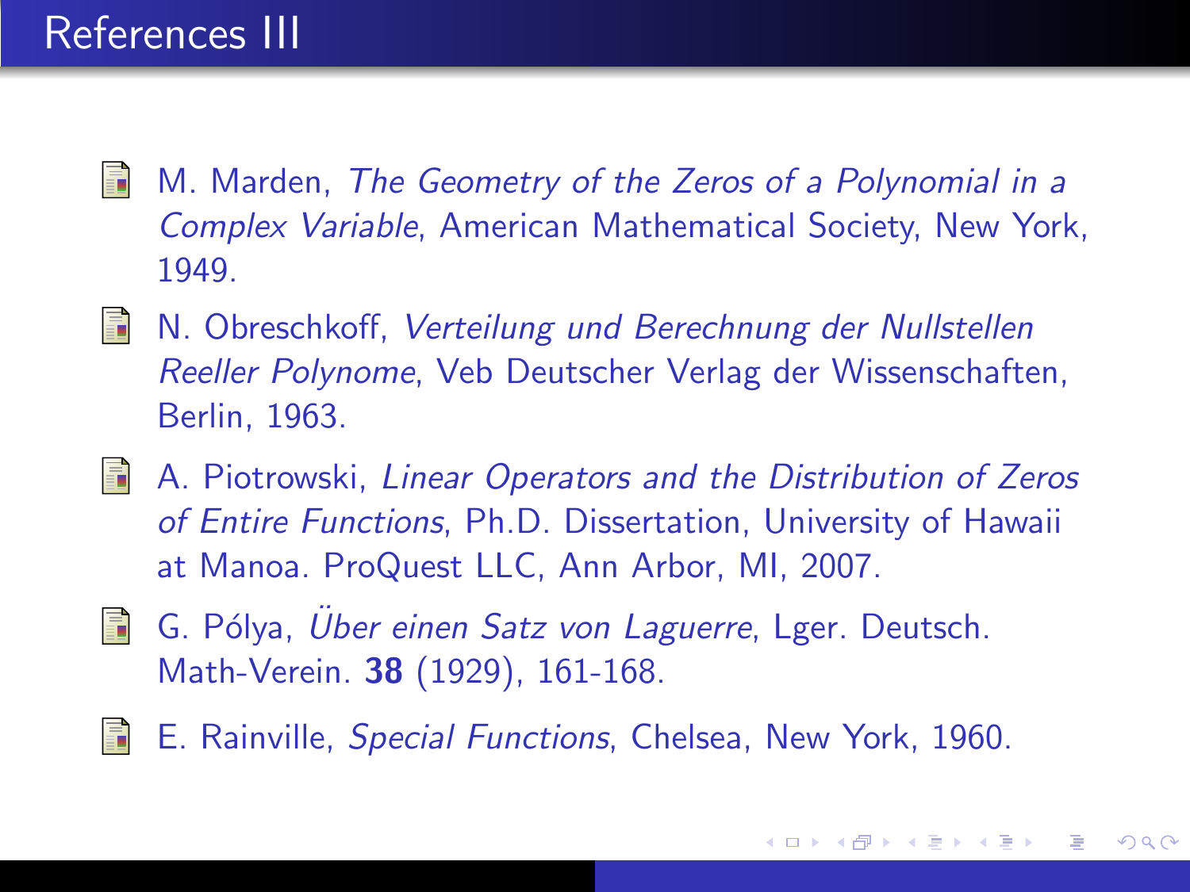# References III

- M. Marden, *The Geometry of the Zeros of a Polynomial in a Complex Variable*, American Mathematical Society, New York, 1949.
- N. Obreschkoff, *Verteilung und Berechnung der Nullstellen Reeller Polynome*, Veb Deutscher Verlag der Wissenschaften, Berlin, 1963.
- A. Piotrowski, *Linear Operators and the Distribution of Zeros of Entire Functions*, Ph.D. Dissertation, University of Hawaii at Manoa. ProQuest LLC, Ann Arbor, MI, 2007.
- G. Pólya, *Über einen Satz von Laguerre*, Lger. Deutsch. Math-Verein. **38** (1929), 161-168.
- E. Rainville, *Special Functions*, Chelsea, New York, 1960.